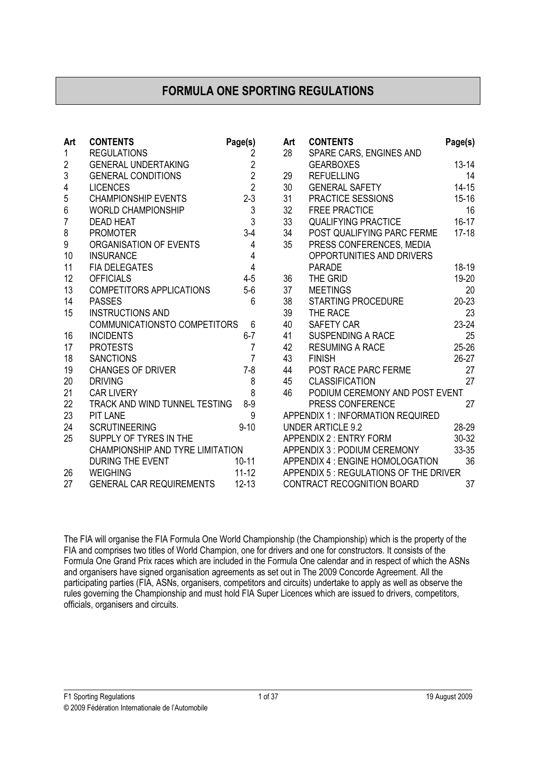# FORMULA ONE SPORTING REGULATIONS

| Art | CONTENTS | Page(s) |
|---|---|---|
| 1 | REGULATIONS | 2 |
| 2 | GENERAL UNDERTAKING | 2 |
| 3 | GENERAL CONDITIONS | 2 |
| 4 | LICENCES | 2 |
| 5 | CHAMPIONSHIP EVENTS | 2-3 |
| 6 | WORLD CHAMPIONSHIP | 3 |
| 7 | DEAD HEAT | 3 |
| 8 | PROMOTER | 3-4 |
| 9 | ORGANISATION OF EVENTS | 4 |
| 10 | INSURANCE | 4 |
| 11 | FIA DELEGATES | 4 |
| 12 | OFFICIALS | 4-5 |
| 13 | COMPETITORS APPLICATIONS | 5-6 |
| 14 | PASSES | 6 |
| 15 | INSTRUCTIONS AND COMMUNICATIONSTO COMPETITORS | 6 |
| 16 | INCIDENTS | 6-7 |
| 17 | PROTESTS | 7 |
| 18 | SANCTIONS | 7 |
| 19 | CHANGES OF DRIVER | 7-8 |
| 20 | DRIVING | 8 |
| 21 | CAR LIVERY | 8 |
| 22 | TRACK AND WIND TUNNEL TESTING | 8-9 |
| 23 | PIT LANE | 9 |
| 24 | SCRUTINEERING | 9-10 |
| 25 | SUPPLY OF TYRES IN THE CHAMPIONSHIP AND TYRE LIMITATION DURING THE EVENT | 10-11 |
| 26 | WEIGHING | 11-12 |
| 27 | GENERAL CAR REQUIREMENTS | 12-13 |
| 28 | SPARE CARS, ENGINES AND GEARBOXES | 13-14 |
| 29 | REFUELLING | 14 |
| 30 | GENERAL SAFETY | 14-15 |
| 31 | PRACTICE SESSIONS | 15-16 |
| 32 | FREE PRACTICE | 16 |
| 33 | QUALIFYING PRACTICE | 16-17 |
| 34 | POST QUALIFYING PARC FERME | 17-18 |
| 35 | PRESS CONFERENCES, MEDIA OPPORTUNITIES AND DRIVERS PARADE | 18-19 |
| 36 | THE GRID | 19-20 |
| 37 | MEETINGS | 20 |
| 38 | STARTING PROCEDURE | 20-23 |
| 39 | THE RACE | 23 |
| 40 | SAFETY CAR | 23-24 |
| 41 | SUSPENDING A RACE | 25 |
| 42 | RESUMING A RACE | 25-26 |
| 43 | FINISH | 26-27 |
| 44 | POST RACE PARC FERME | 27 |
| 45 | CLASSIFICATION | 27 |
| 46 | PODIUM CEREMONY AND POST EVENT PRESS CONFERENCE | 27 |
| | APPENDIX 1 : INFORMATION REQUIRED UNDER ARTICLE 9.2 | 28-29 |
| | APPENDIX 2 : ENTRY FORM | 30-32 |
| | APPENDIX 3 : PODIUM CEREMONY | 33-35 |
| | APPENDIX 4 : ENGINE HOMOLOGATION | 36 |
| | APPENDIX 5 : REGULATIONS OF THE DRIVER CONTRACT RECOGNITION BOARD | 37 |

The FIA will organise the FIA Formula One World Championship (the Championship) which is the property of the FIA and comprises two titles of World Champion, one for drivers and one for constructors. It consists of the Formula One Grand Prix races which are included in the Formula One calendar and in respect of which the ASNs and organisers have signed organisation agreements as set out in The 2009 Concorde Agreement. All the participating parties (FIA, ASNs, organisers, competitors and circuits) undertake to apply as well as observe the rules governing the Championship and must hold FIA Super Licences which are issued to drivers, competitors, officials, organisers and circuits.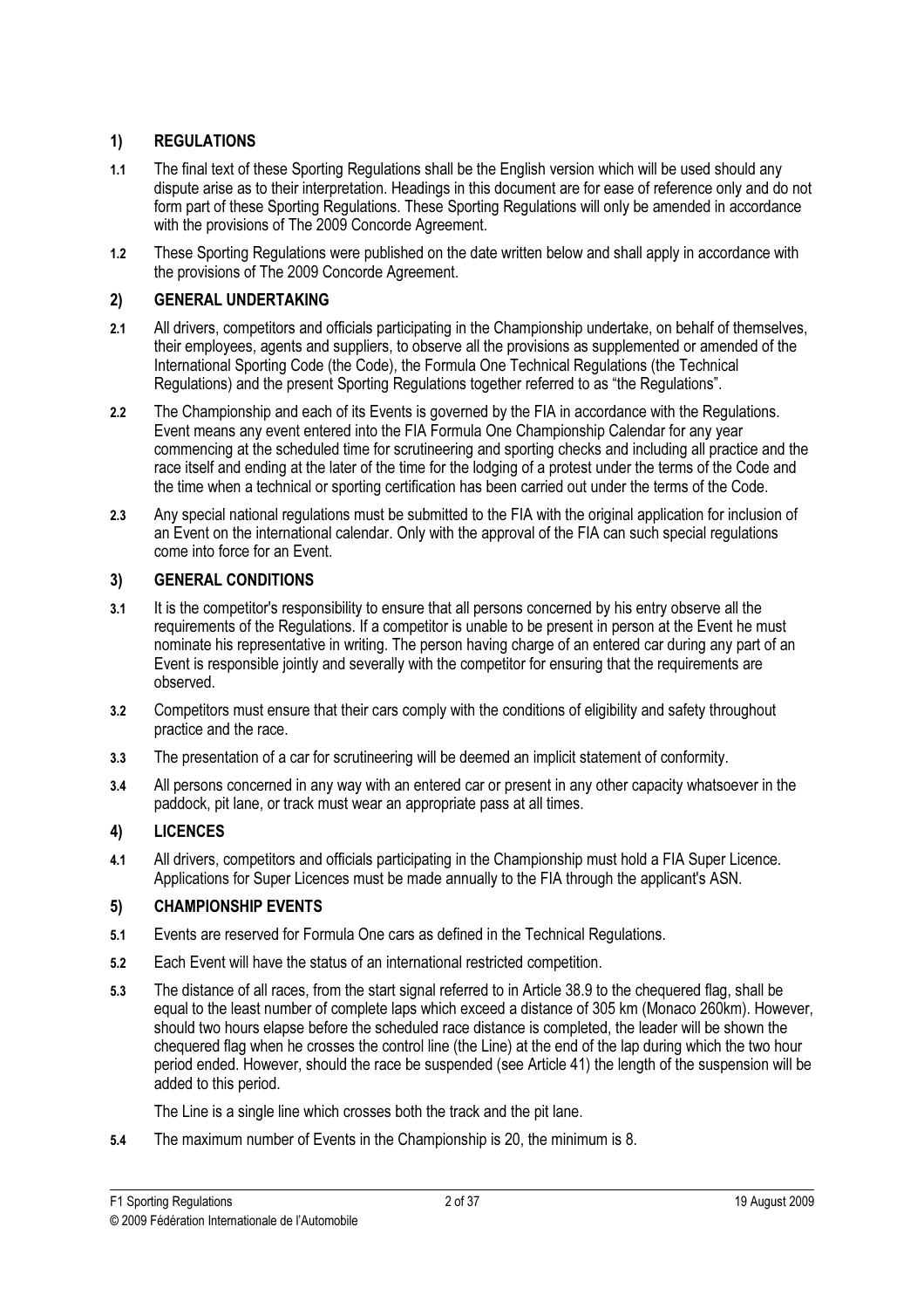## 1) REGULATIONS

**1.1** The final text of these Sporting Regulations shall be the English version which will be used should any dispute arise as to their interpretation. Headings in this document are for ease of reference only and do not form part of these Sporting Regulations. These Sporting Regulations will only be amended in accordance with the provisions of The 2009 Concorde Agreement.

**1.2** These Sporting Regulations were published on the date written below and shall apply in accordance with the provisions of The 2009 Concorde Agreement.

## 2) GENERAL UNDERTAKING

**2.1** All drivers, competitors and officials participating in the Championship undertake, on behalf of themselves, their employees, agents and suppliers, to observe all the provisions as supplemented or amended of the International Sporting Code (the Code), the Formula One Technical Regulations (the Technical Regulations) and the present Sporting Regulations together referred to as "the Regulations".

**2.2** The Championship and each of its Events is governed by the FIA in accordance with the Regulations. Event means any event entered into the FIA Formula One Championship Calendar for any year commencing at the scheduled time for scrutineering and sporting checks and including all practice and the race itself and ending at the later of the time for the lodging of a protest under the terms of the Code and the time when a technical or sporting certification has been carried out under the terms of the Code.

**2.3** Any special national regulations must be submitted to the FIA with the original application for inclusion of an Event on the international calendar. Only with the approval of the FIA can such special regulations come into force for an Event.

## 3) GENERAL CONDITIONS

**3.1** It is the competitor's responsibility to ensure that all persons concerned by his entry observe all the requirements of the Regulations. If a competitor is unable to be present in person at the Event he must nominate his representative in writing. The person having charge of an entered car during any part of an Event is responsible jointly and severally with the competitor for ensuring that the requirements are observed.

**3.2** Competitors must ensure that their cars comply with the conditions of eligibility and safety throughout practice and the race.

**3.3** The presentation of a car for scrutineering will be deemed an implicit statement of conformity.

**3.4** All persons concerned in any way with an entered car or present in any other capacity whatsoever in the paddock, pit lane, or track must wear an appropriate pass at all times.

## 4) LICENCES

**4.1** All drivers, competitors and officials participating in the Championship must hold a FIA Super Licence. Applications for Super Licences must be made annually to the FIA through the applicant's ASN.

## 5) CHAMPIONSHIP EVENTS

**5.1** Events are reserved for Formula One cars as defined in the Technical Regulations.

**5.2** Each Event will have the status of an international restricted competition.

**5.3** The distance of all races, from the start signal referred to in Article 38.9 to the chequered flag, shall be equal to the least number of complete laps which exceed a distance of 305 km (Monaco 260km). However, should two hours elapse before the scheduled race distance is completed, the leader will be shown the chequered flag when he crosses the control line (the Line) at the end of the lap during which the two hour period ended. However, should the race be suspended (see Article 41) the length of the suspension will be added to this period.

The Line is a single line which crosses both the track and the pit lane.

**5.4** The maximum number of Events in the Championship is 20, the minimum is 8.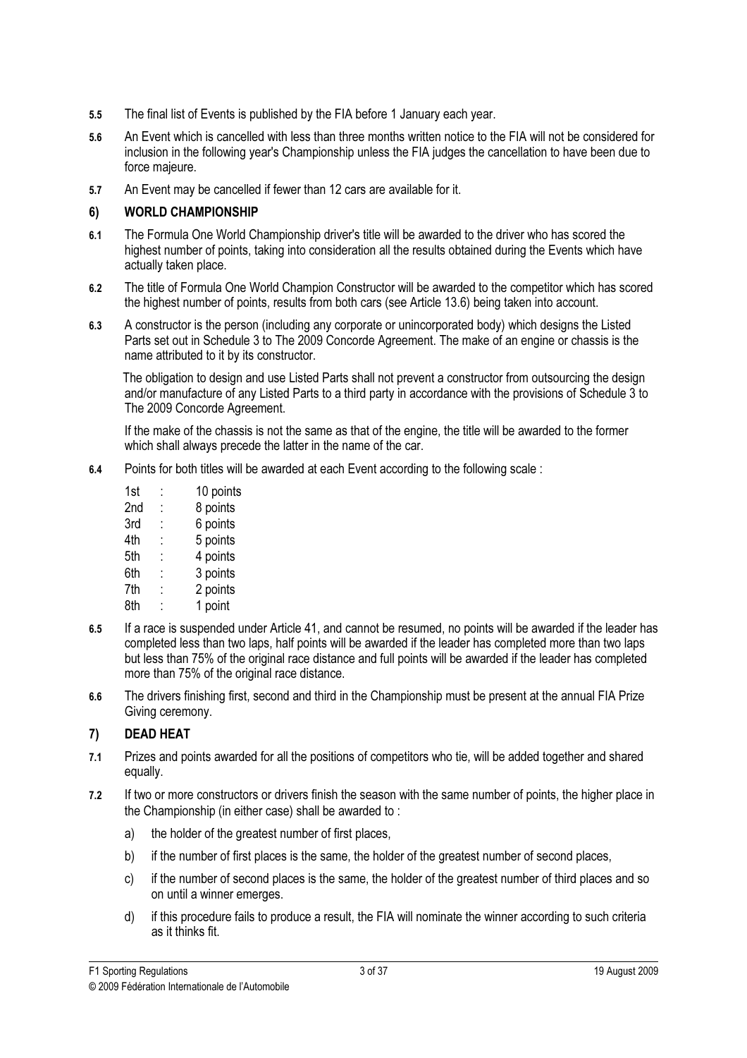**5.5** The final list of Events is published by the FIA before 1 January each year.

**5.6** An Event which is cancelled with less than three months written notice to the FIA will not be considered for inclusion in the following year's Championship unless the FIA judges the cancellation to have been due to force majeure.

**5.7** An Event may be cancelled if fewer than 12 cars are available for it.

## 6) WORLD CHAMPIONSHIP

**6.1** The Formula One World Championship driver's title will be awarded to the driver who has scored the highest number of points, taking into consideration all the results obtained during the Events which have actually taken place.

**6.2** The title of Formula One World Champion Constructor will be awarded to the competitor which has scored the highest number of points, results from both cars (see Article 13.6) being taken into account.

**6.3** A constructor is the person (including any corporate or unincorporated body) which designs the Listed Parts set out in Schedule 3 to The 2009 Concorde Agreement. The make of an engine or chassis is the name attributed to it by its constructor.

The obligation to design and use Listed Parts shall not prevent a constructor from outsourcing the design and/or manufacture of any Listed Parts to a third party in accordance with the provisions of Schedule 3 to The 2009 Concorde Agreement.

If the make of the chassis is not the same as that of the engine, the title will be awarded to the former which shall always precede the latter in the name of the car.

**6.4** Points for both titles will be awarded at each Event according to the following scale :

| | | |
|---|---|---|
| 1st | : | 10 points |
| 2nd | : | 8 points |
| 3rd | : | 6 points |
| 4th | : | 5 points |
| 5th | : | 4 points |
| 6th | : | 3 points |
| 7th | : | 2 points |
| 8th | : | 1 point |

**6.5** If a race is suspended under Article 41, and cannot be resumed, no points will be awarded if the leader has completed less than two laps, half points will be awarded if the leader has completed more than two laps but less than 75% of the original race distance and full points will be awarded if the leader has completed more than 75% of the original race distance.

**6.6** The drivers finishing first, second and third in the Championship must be present at the annual FIA Prize Giving ceremony.

## 7) DEAD HEAT

**7.1** Prizes and points awarded for all the positions of competitors who tie, will be added together and shared equally.

**7.2** If two or more constructors or drivers finish the season with the same number of points, the higher place in the Championship (in either case) shall be awarded to :

a) the holder of the greatest number of first places,

b) if the number of first places is the same, the holder of the greatest number of second places,

c) if the number of second places is the same, the holder of the greatest number of third places and so on until a winner emerges.

d) if this procedure fails to produce a result, the FIA will nominate the winner according to such criteria as it thinks fit.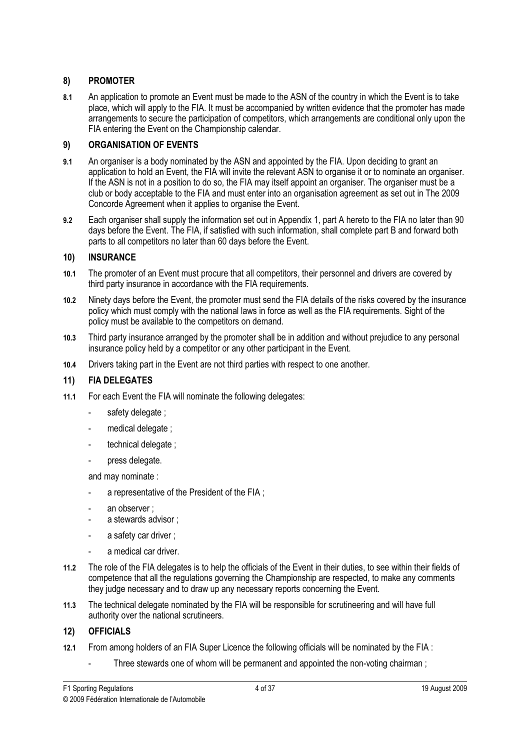## 8) PROMOTER

**8.1** An application to promote an Event must be made to the ASN of the country in which the Event is to take place, which will apply to the FIA. It must be accompanied by written evidence that the promoter has made arrangements to secure the participation of competitors, which arrangements are conditional only upon the FIA entering the Event on the Championship calendar.

## 9) ORGANISATION OF EVENTS

**9.1** An organiser is a body nominated by the ASN and appointed by the FIA. Upon deciding to grant an application to hold an Event, the FIA will invite the relevant ASN to organise it or to nominate an organiser. If the ASN is not in a position to do so, the FIA may itself appoint an organiser. The organiser must be a club or body acceptable to the FIA and must enter into an organisation agreement as set out in The 2009 Concorde Agreement when it applies to organise the Event.

**9.2** Each organiser shall supply the information set out in Appendix 1, part A hereto to the FIA no later than 90 days before the Event. The FIA, if satisfied with such information, shall complete part B and forward both parts to all competitors no later than 60 days before the Event.

## 10) INSURANCE

**10.1** The promoter of an Event must procure that all competitors, their personnel and drivers are covered by third party insurance in accordance with the FIA requirements.

**10.2** Ninety days before the Event, the promoter must send the FIA details of the risks covered by the insurance policy which must comply with the national laws in force as well as the FIA requirements. Sight of the policy must be available to the competitors on demand.

**10.3** Third party insurance arranged by the promoter shall be in addition and without prejudice to any personal insurance policy held by a competitor or any other participant in the Event.

**10.4** Drivers taking part in the Event are not third parties with respect to one another.

## 11) FIA DELEGATES

**11.1** For each Event the FIA will nominate the following delegates:

- safety delegate ;
- medical delegate ;
- technical delegate ;
- press delegate.

and may nominate :

- a representative of the President of the FIA ;
- an observer ;
- a stewards advisor ;
- a safety car driver ;
- a medical car driver.

**11.2** The role of the FIA delegates is to help the officials of the Event in their duties, to see within their fields of competence that all the regulations governing the Championship are respected, to make any comments they judge necessary and to draw up any necessary reports concerning the Event.

**11.3** The technical delegate nominated by the FIA will be responsible for scrutineering and will have full authority over the national scrutineers.

## 12) OFFICIALS

**12.1** From among holders of an FIA Super Licence the following officials will be nominated by the FIA :

- Three stewards one of whom will be permanent and appointed the non-voting chairman ;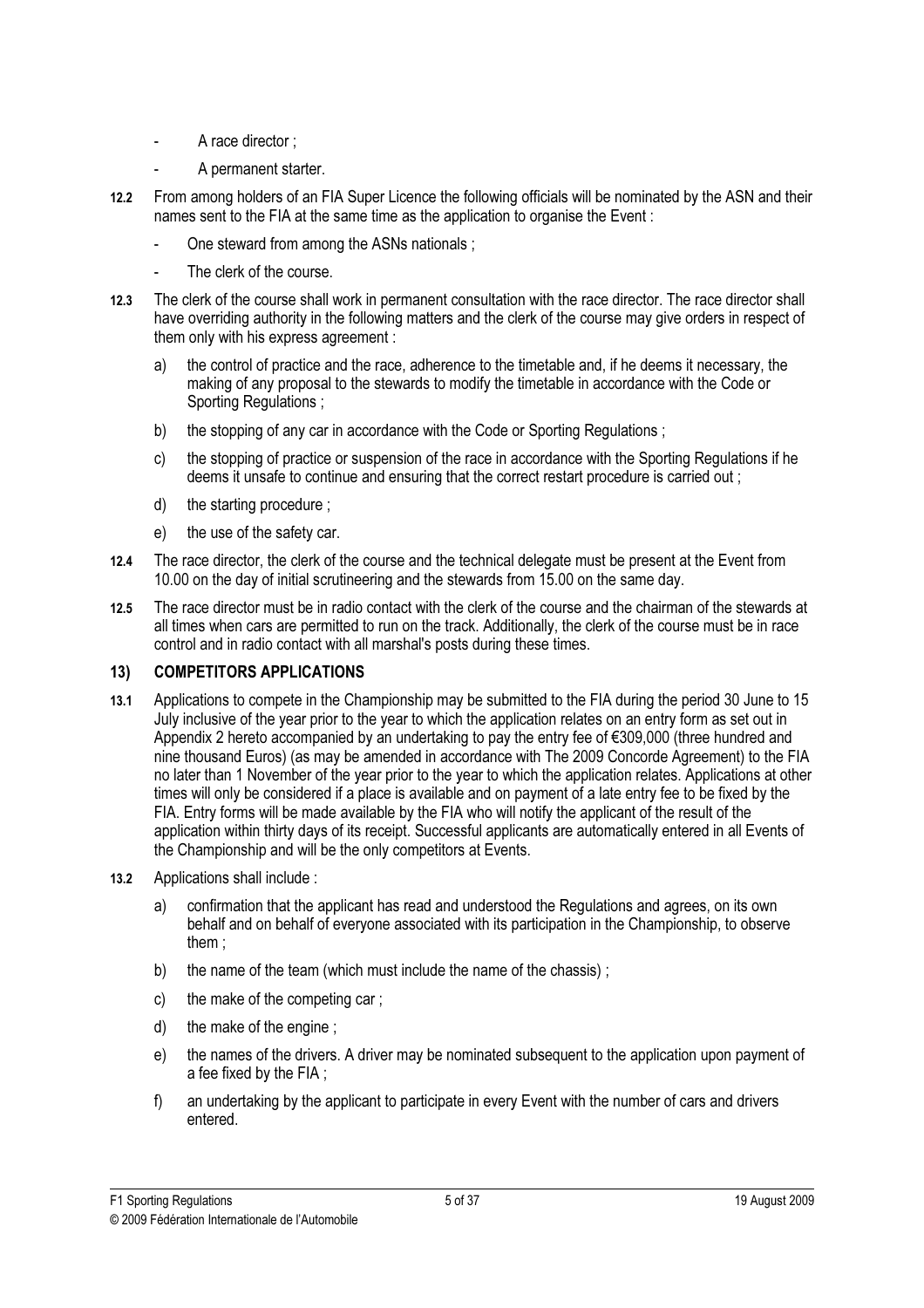- A race director ;
- A permanent starter.

**12.2** From among holders of an FIA Super Licence the following officials will be nominated by the ASN and their names sent to the FIA at the same time as the application to organise the Event :

- One steward from among the ASNs nationals ;
- The clerk of the course.

**12.3** The clerk of the course shall work in permanent consultation with the race director. The race director shall have overriding authority in the following matters and the clerk of the course may give orders in respect of them only with his express agreement :

a) the control of practice and the race, adherence to the timetable and, if he deems it necessary, the making of any proposal to the stewards to modify the timetable in accordance with the Code or Sporting Regulations ;

b) the stopping of any car in accordance with the Code or Sporting Regulations ;

c) the stopping of practice or suspension of the race in accordance with the Sporting Regulations if he deems it unsafe to continue and ensuring that the correct restart procedure is carried out ;

d) the starting procedure ;

e) the use of the safety car.

**12.4** The race director, the clerk of the course and the technical delegate must be present at the Event from 10.00 on the day of initial scrutineering and the stewards from 15.00 on the same day.

**12.5** The race director must be in radio contact with the clerk of the course and the chairman of the stewards at all times when cars are permitted to run on the track. Additionally, the clerk of the course must be in race control and in radio contact with all marshal's posts during these times.

## 13) COMPETITORS APPLICATIONS

**13.1** Applications to compete in the Championship may be submitted to the FIA during the period 30 June to 15 July inclusive of the year prior to the year to which the application relates on an entry form as set out in Appendix 2 hereto accompanied by an undertaking to pay the entry fee of €309,000 (three hundred and nine thousand Euros) (as may be amended in accordance with The 2009 Concorde Agreement) to the FIA no later than 1 November of the year prior to the year to which the application relates. Applications at other times will only be considered if a place is available and on payment of a late entry fee to be fixed by the FIA. Entry forms will be made available by the FIA who will notify the applicant of the result of the application within thirty days of its receipt. Successful applicants are automatically entered in all Events of the Championship and will be the only competitors at Events.

**13.2** Applications shall include :

a) confirmation that the applicant has read and understood the Regulations and agrees, on its own behalf and on behalf of everyone associated with its participation in the Championship, to observe them ;

b) the name of the team (which must include the name of the chassis) ;

c) the make of the competing car ;

d) the make of the engine ;

e) the names of the drivers. A driver may be nominated subsequent to the application upon payment of a fee fixed by the FIA ;

f) an undertaking by the applicant to participate in every Event with the number of cars and drivers entered.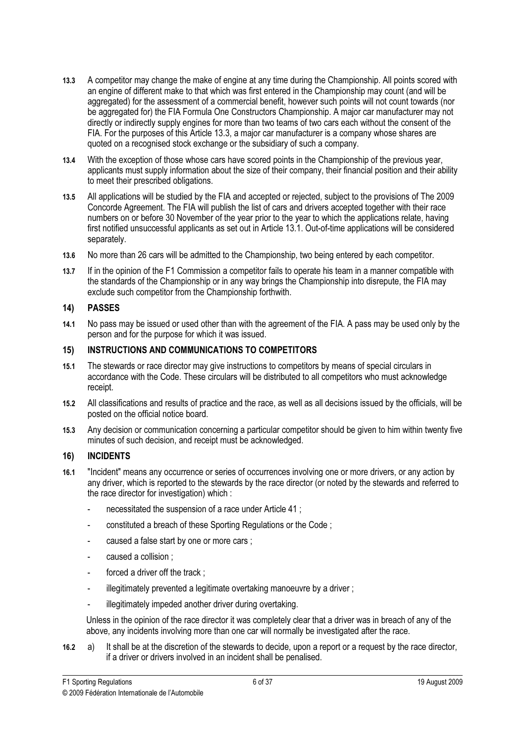**13.3** A competitor may change the make of engine at any time during the Championship. All points scored with an engine of different make to that which was first entered in the Championship may count (and will be aggregated) for the assessment of a commercial benefit, however such points will not count towards (nor be aggregated for) the FIA Formula One Constructors Championship. A major car manufacturer may not directly or indirectly supply engines for more than two teams of two cars each without the consent of the FIA. For the purposes of this Article 13.3, a major car manufacturer is a company whose shares are quoted on a recognised stock exchange or the subsidiary of such a company.

**13.4** With the exception of those whose cars have scored points in the Championship of the previous year, applicants must supply information about the size of their company, their financial position and their ability to meet their prescribed obligations.

**13.5** All applications will be studied by the FIA and accepted or rejected, subject to the provisions of The 2009 Concorde Agreement. The FIA will publish the list of cars and drivers accepted together with their race numbers on or before 30 November of the year prior to the year to which the applications relate, having first notified unsuccessful applicants as set out in Article 13.1. Out-of-time applications will be considered separately.

**13.6** No more than 26 cars will be admitted to the Championship, two being entered by each competitor.

**13.7** If in the opinion of the F1 Commission a competitor fails to operate his team in a manner compatible with the standards of the Championship or in any way brings the Championship into disrepute, the FIA may exclude such competitor from the Championship forthwith.

## 14) PASSES

**14.1** No pass may be issued or used other than with the agreement of the FIA. A pass may be used only by the person and for the purpose for which it was issued.

## 15) INSTRUCTIONS AND COMMUNICATIONS TO COMPETITORS

**15.1** The stewards or race director may give instructions to competitors by means of special circulars in accordance with the Code. These circulars will be distributed to all competitors who must acknowledge receipt.

**15.2** All classifications and results of practice and the race, as well as all decisions issued by the officials, will be posted on the official notice board.

**15.3** Any decision or communication concerning a particular competitor should be given to him within twenty five minutes of such decision, and receipt must be acknowledged.

## 16) INCIDENTS

**16.1** "Incident" means any occurrence or series of occurrences involving one or more drivers, or any action by any driver, which is reported to the stewards by the race director (or noted by the stewards and referred to the race director for investigation) which :

- necessitated the suspension of a race under Article 41 ;
- constituted a breach of these Sporting Regulations or the Code ;
- caused a false start by one or more cars ;
- caused a collision ;
- forced a driver off the track ;
- illegitimately prevented a legitimate overtaking manoeuvre by a driver ;
- illegitimately impeded another driver during overtaking.

Unless in the opinion of the race director it was completely clear that a driver was in breach of any of the above, any incidents involving more than one car will normally be investigated after the race.

**16.2** a) It shall be at the discretion of the stewards to decide, upon a report or a request by the race director, if a driver or drivers involved in an incident shall be penalised.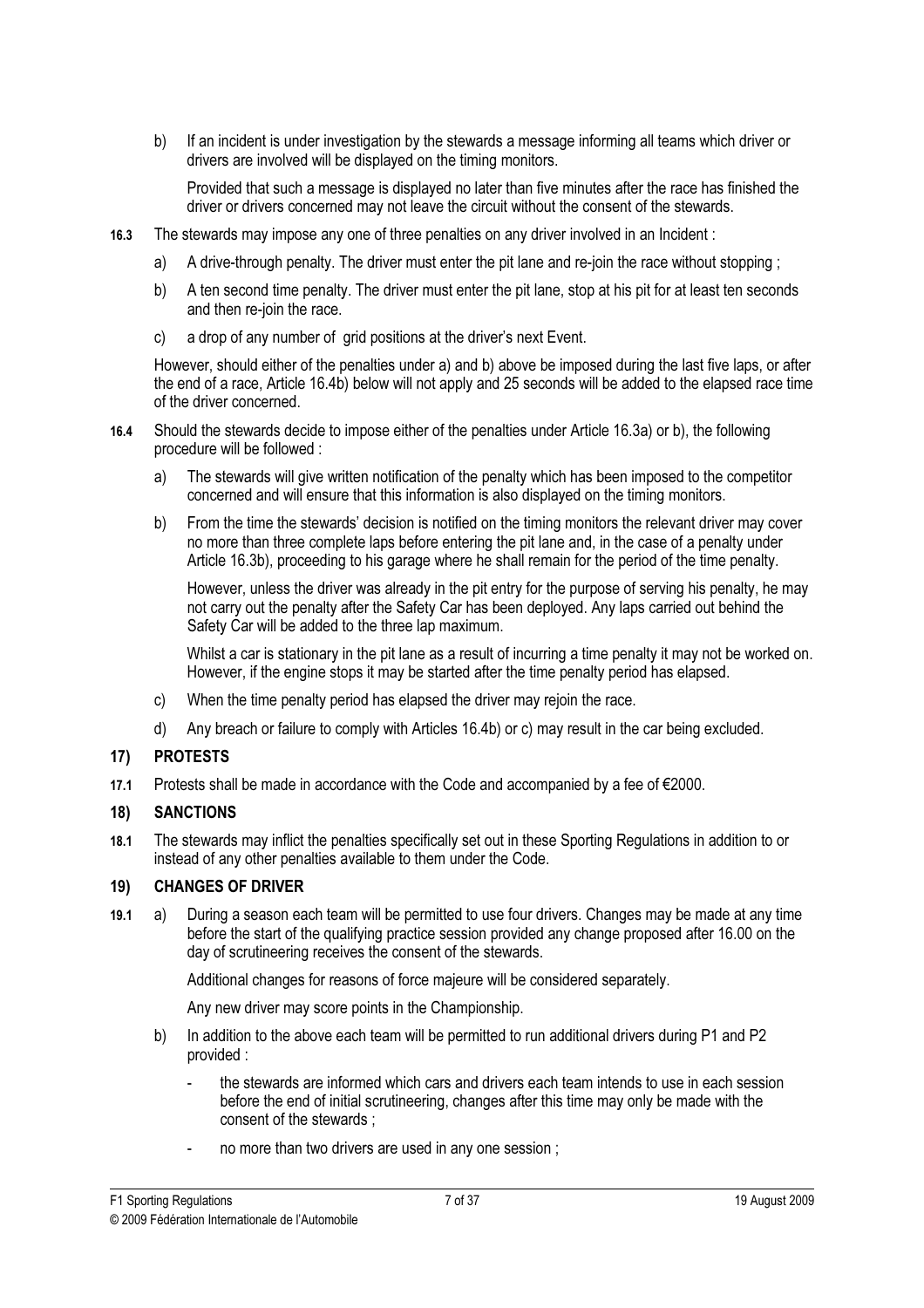b) If an incident is under investigation by the stewards a message informing all teams which driver or drivers are involved will be displayed on the timing monitors.

   Provided that such a message is displayed no later than five minutes after the race has finished the driver or drivers concerned may not leave the circuit without the consent of the stewards.

**16.3** The stewards may impose any one of three penalties on any driver involved in an Incident :

a) A drive-through penalty. The driver must enter the pit lane and re-join the race without stopping ;

b) A ten second time penalty. The driver must enter the pit lane, stop at his pit for at least ten seconds and then re-join the race.

c) a drop of any number of grid positions at the driver's next Event.

However, should either of the penalties under a) and b) above be imposed during the last five laps, or after the end of a race, Article 16.4b) below will not apply and 25 seconds will be added to the elapsed race time of the driver concerned.

**16.4** Should the stewards decide to impose either of the penalties under Article 16.3a) or b), the following procedure will be followed :

a) The stewards will give written notification of the penalty which has been imposed to the competitor concerned and will ensure that this information is also displayed on the timing monitors.

b) From the time the stewards' decision is notified on the timing monitors the relevant driver may cover no more than three complete laps before entering the pit lane and, in the case of a penalty under Article 16.3b), proceeding to his garage where he shall remain for the period of the time penalty.

   However, unless the driver was already in the pit entry for the purpose of serving his penalty, he may not carry out the penalty after the Safety Car has been deployed. Any laps carried out behind the Safety Car will be added to the three lap maximum.

   Whilst a car is stationary in the pit lane as a result of incurring a time penalty it may not be worked on. However, if the engine stops it may be started after the time penalty period has elapsed.

c) When the time penalty period has elapsed the driver may rejoin the race.

d) Any breach or failure to comply with Articles 16.4b) or c) may result in the car being excluded.

## 17) PROTESTS

**17.1** Protests shall be made in accordance with the Code and accompanied by a fee of €2000.

## 18) SANCTIONS

**18.1** The stewards may inflict the penalties specifically set out in these Sporting Regulations in addition to or instead of any other penalties available to them under the Code.

## 19) CHANGES OF DRIVER

**19.1** a) During a season each team will be permitted to use four drivers. Changes may be made at any time before the start of the qualifying practice session provided any change proposed after 16.00 on the day of scrutineering receives the consent of the stewards.

   Additional changes for reasons of force majeure will be considered separately.

   Any new driver may score points in the Championship.

b) In addition to the above each team will be permitted to run additional drivers during P1 and P2 provided :

   - the stewards are informed which cars and drivers each team intends to use in each session before the end of initial scrutineering, changes after this time may only be made with the consent of the stewards ;
   - no more than two drivers are used in any one session ;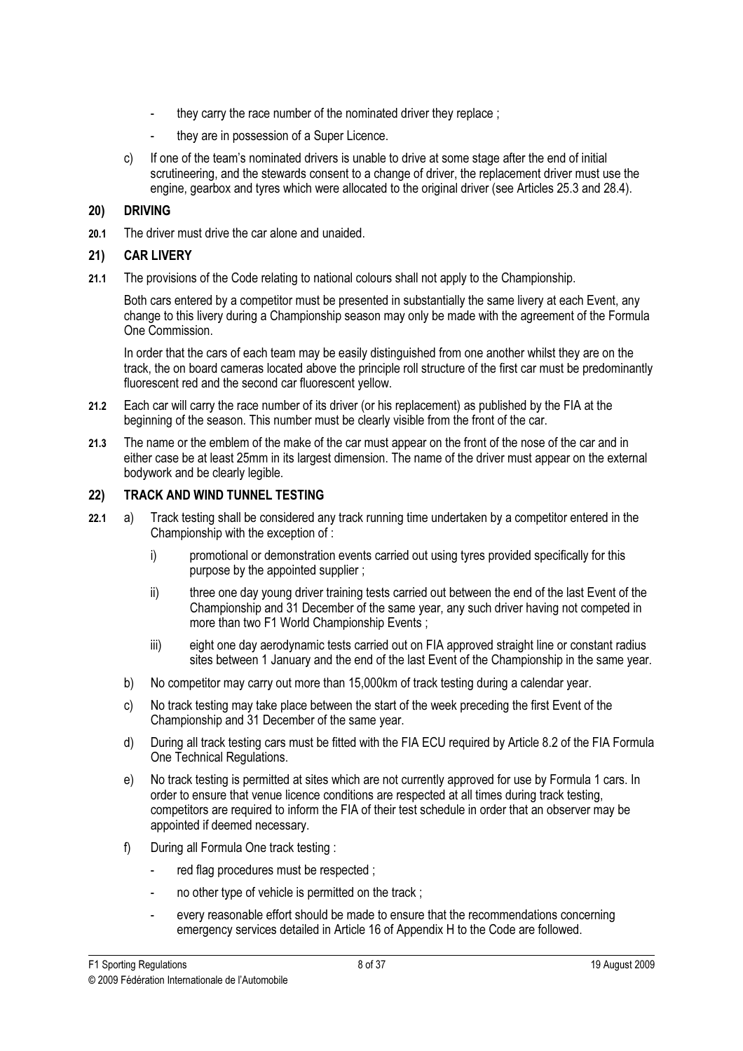- they carry the race number of the nominated driver they replace ;
- they are in possession of a Super Licence.

c) If one of the team's nominated drivers is unable to drive at some stage after the end of initial scrutineering, and the stewards consent to a change of driver, the replacement driver must use the engine, gearbox and tyres which were allocated to the original driver (see Articles 25.3 and 28.4).

## 20) DRIVING

**20.1** The driver must drive the car alone and unaided.

## 21) CAR LIVERY

**21.1** The provisions of the Code relating to national colours shall not apply to the Championship.

Both cars entered by a competitor must be presented in substantially the same livery at each Event, any change to this livery during a Championship season may only be made with the agreement of the Formula One Commission.

In order that the cars of each team may be easily distinguished from one another whilst they are on the track, the on board cameras located above the principle roll structure of the first car must be predominantly fluorescent red and the second car fluorescent yellow.

**21.2** Each car will carry the race number of its driver (or his replacement) as published by the FIA at the beginning of the season. This number must be clearly visible from the front of the car.

**21.3** The name or the emblem of the make of the car must appear on the front of the nose of the car and in either case be at least 25mm in its largest dimension. The name of the driver must appear on the external bodywork and be clearly legible.

## 22) TRACK AND WIND TUNNEL TESTING

**22.1** a) Track testing shall be considered any track running time undertaken by a competitor entered in the Championship with the exception of :

i) promotional or demonstration events carried out using tyres provided specifically for this purpose by the appointed supplier ;

ii) three one day young driver training tests carried out between the end of the last Event of the Championship and 31 December of the same year, any such driver having not competed in more than two F1 World Championship Events ;

iii) eight one day aerodynamic tests carried out on FIA approved straight line or constant radius sites between 1 January and the end of the last Event of the Championship in the same year.

b) No competitor may carry out more than 15,000km of track testing during a calendar year.

c) No track testing may take place between the start of the week preceding the first Event of the Championship and 31 December of the same year.

d) During all track testing cars must be fitted with the FIA ECU required by Article 8.2 of the FIA Formula One Technical Regulations.

e) No track testing is permitted at sites which are not currently approved for use by Formula 1 cars. In order to ensure that venue licence conditions are respected at all times during track testing, competitors are required to inform the FIA of their test schedule in order that an observer may be appointed if deemed necessary.

f) During all Formula One track testing :

- red flag procedures must be respected ;
- no other type of vehicle is permitted on the track ;
- every reasonable effort should be made to ensure that the recommendations concerning emergency services detailed in Article 16 of Appendix H to the Code are followed.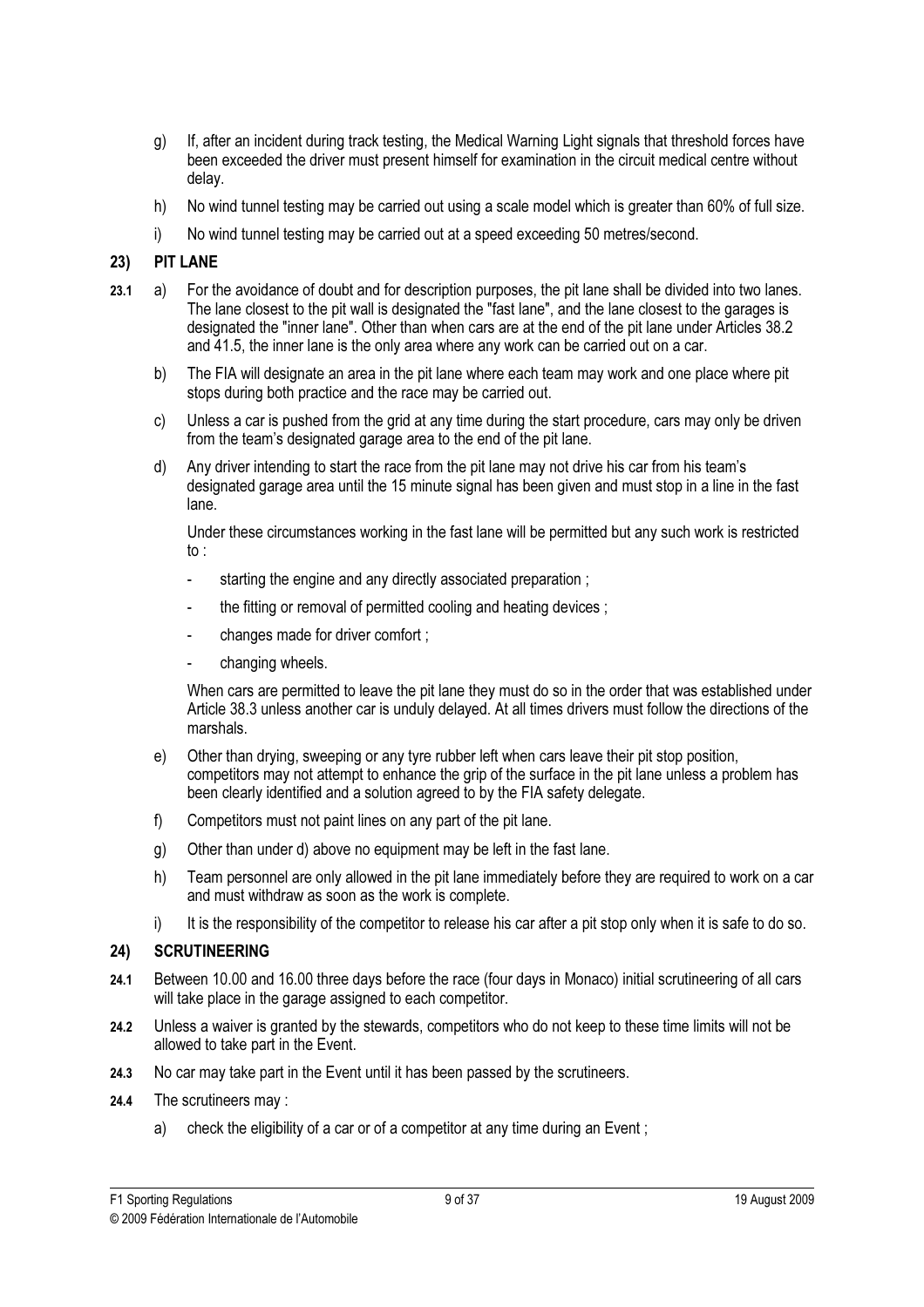g) If, after an incident during track testing, the Medical Warning Light signals that threshold forces have been exceeded the driver must present himself for examination in the circuit medical centre without delay.

h) No wind tunnel testing may be carried out using a scale model which is greater than 60% of full size.

i) No wind tunnel testing may be carried out at a speed exceeding 50 metres/second.

## 23) PIT LANE

**23.1** a) For the avoidance of doubt and for description purposes, the pit lane shall be divided into two lanes. The lane closest to the pit wall is designated the "fast lane", and the lane closest to the garages is designated the "inner lane". Other than when cars are at the end of the pit lane under Articles 38.2 and 41.5, the inner lane is the only area where any work can be carried out on a car.

b) The FIA will designate an area in the pit lane where each team may work and one place where pit stops during both practice and the race may be carried out.

c) Unless a car is pushed from the grid at any time during the start procedure, cars may only be driven from the team's designated garage area to the end of the pit lane.

d) Any driver intending to start the race from the pit lane may not drive his car from his team's designated garage area until the 15 minute signal has been given and must stop in a line in the fast lane.

Under these circumstances working in the fast lane will be permitted but any such work is restricted to :

- starting the engine and any directly associated preparation ;
- the fitting or removal of permitted cooling and heating devices ;
- changes made for driver comfort ;
- changing wheels.

When cars are permitted to leave the pit lane they must do so in the order that was established under Article 38.3 unless another car is unduly delayed. At all times drivers must follow the directions of the marshals.

e) Other than drying, sweeping or any tyre rubber left when cars leave their pit stop position, competitors may not attempt to enhance the grip of the surface in the pit lane unless a problem has been clearly identified and a solution agreed to by the FIA safety delegate.

f) Competitors must not paint lines on any part of the pit lane.

g) Other than under d) above no equipment may be left in the fast lane.

h) Team personnel are only allowed in the pit lane immediately before they are required to work on a car and must withdraw as soon as the work is complete.

i) It is the responsibility of the competitor to release his car after a pit stop only when it is safe to do so.

## 24) SCRUTINEERING

**24.1** Between 10.00 and 16.00 three days before the race (four days in Monaco) initial scrutineering of all cars will take place in the garage assigned to each competitor.

**24.2** Unless a waiver is granted by the stewards, competitors who do not keep to these time limits will not be allowed to take part in the Event.

**24.3** No car may take part in the Event until it has been passed by the scrutineers.

**24.4** The scrutineers may :

a) check the eligibility of a car or of a competitor at any time during an Event ;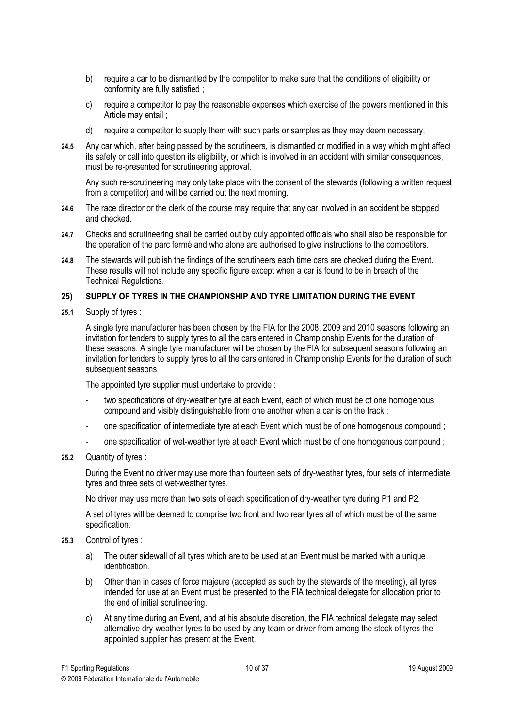b) require a car to be dismantled by the competitor to make sure that the conditions of eligibility or conformity are fully satisfied ;

c) require a competitor to pay the reasonable expenses which exercise of the powers mentioned in this Article may entail ;

d) require a competitor to supply them with such parts or samples as they may deem necessary.

**24.5** Any car which, after being passed by the scrutineers, is dismantled or modified in a way which might affect its safety or call into question its eligibility, or which is involved in an accident with similar consequences, must be re-presented for scrutineering approval.

Any such re-scrutineering may only take place with the consent of the stewards (following a written request from a competitor) and will be carried out the next morning.

**24.6** The race director or the clerk of the course may require that any car involved in an accident be stopped and checked.

**24.7** Checks and scrutineering shall be carried out by duly appointed officials who shall also be responsible for the operation of the parc fermé and who alone are authorised to give instructions to the competitors.

**24.8** The stewards will publish the findings of the scrutineers each time cars are checked during the Event. These results will not include any specific figure except when a car is found to be in breach of the Technical Regulations.

## 25) SUPPLY OF TYRES IN THE CHAMPIONSHIP AND TYRE LIMITATION DURING THE EVENT

**25.1** Supply of tyres :

A single tyre manufacturer has been chosen by the FIA for the 2008, 2009 and 2010 seasons following an invitation for tenders to supply tyres to all the cars entered in Championship Events for the duration of these seasons. A single tyre manufacturer will be chosen by the FIA for subsequent seasons following an invitation for tenders to supply tyres to all the cars entered in Championship Events for the duration of such subsequent seasons

The appointed tyre supplier must undertake to provide :

- two specifications of dry-weather tyre at each Event, each of which must be of one homogenous compound and visibly distinguishable from one another when a car is on the track ;
- one specification of intermediate tyre at each Event which must be of one homogenous compound ;
- one specification of wet-weather tyre at each Event which must be of one homogenous compound ;

**25.2** Quantity of tyres :

During the Event no driver may use more than fourteen sets of dry-weather tyres, four sets of intermediate tyres and three sets of wet-weather tyres.

No driver may use more than two sets of each specification of dry-weather tyre during P1 and P2.

A set of tyres will be deemed to comprise two front and two rear tyres all of which must be of the same specification.

**25.3** Control of tyres :

a) The outer sidewall of all tyres which are to be used at an Event must be marked with a unique identification.

b) Other than in cases of force majeure (accepted as such by the stewards of the meeting), all tyres intended for use at an Event must be presented to the FIA technical delegate for allocation prior to the end of initial scrutineering.

c) At any time during an Event, and at his absolute discretion, the FIA technical delegate may select alternative dry-weather tyres to be used by any team or driver from among the stock of tyres the appointed supplier has present at the Event.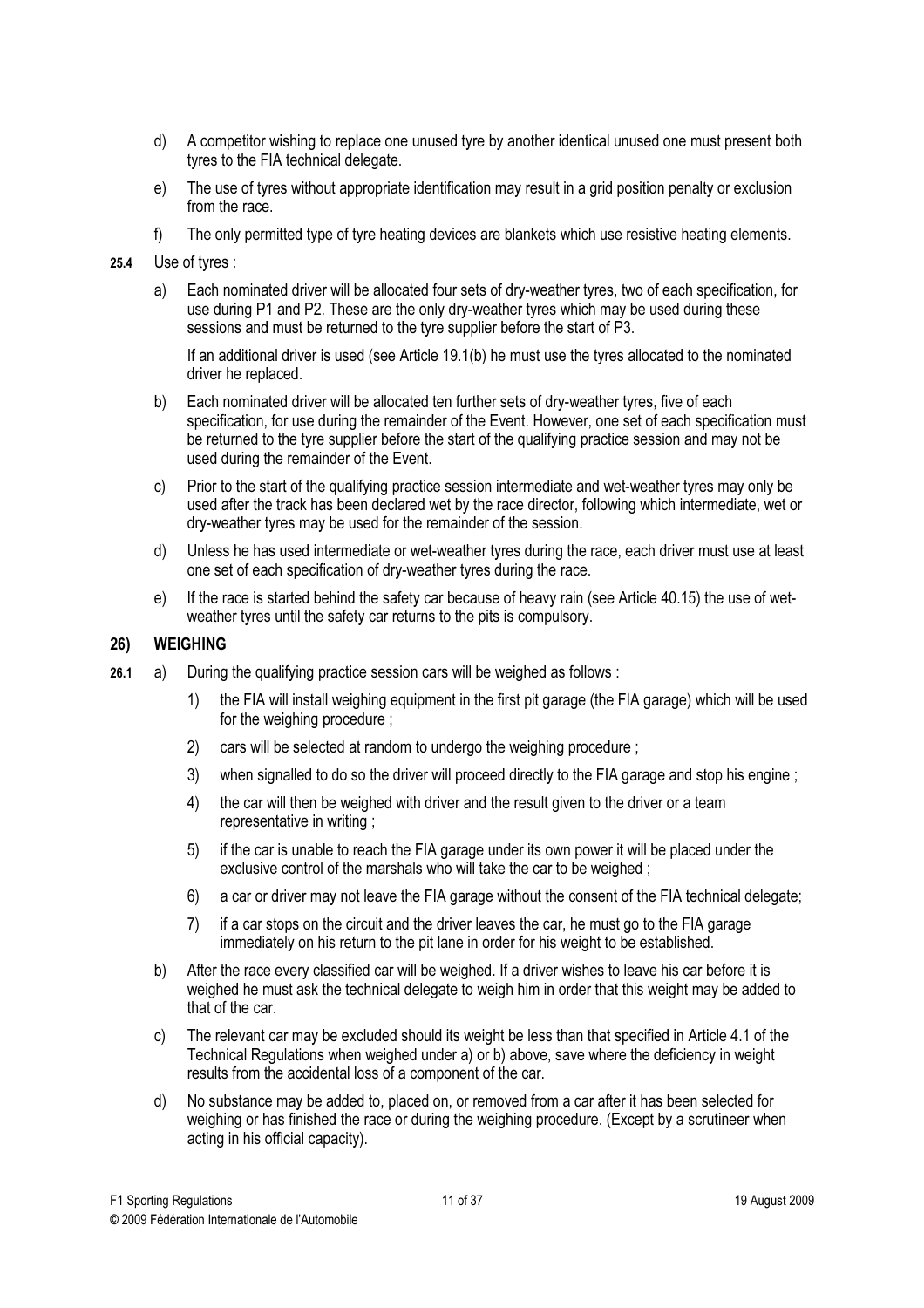d) A competitor wishing to replace one unused tyre by another identical unused one must present both tyres to the FIA technical delegate.

e) The use of tyres without appropriate identification may result in a grid position penalty or exclusion from the race.

f) The only permitted type of tyre heating devices are blankets which use resistive heating elements.

**25.4** Use of tyres :

a) Each nominated driver will be allocated four sets of dry-weather tyres, two of each specification, for use during P1 and P2. These are the only dry-weather tyres which may be used during these sessions and must be returned to the tyre supplier before the start of P3.

If an additional driver is used (see Article 19.1(b) he must use the tyres allocated to the nominated driver he replaced.

b) Each nominated driver will be allocated ten further sets of dry-weather tyres, five of each specification, for use during the remainder of the Event. However, one set of each specification must be returned to the tyre supplier before the start of the qualifying practice session and may not be used during the remainder of the Event.

c) Prior to the start of the qualifying practice session intermediate and wet-weather tyres may only be used after the track has been declared wet by the race director, following which intermediate, wet or dry-weather tyres may be used for the remainder of the session.

d) Unless he has used intermediate or wet-weather tyres during the race, each driver must use at least one set of each specification of dry-weather tyres during the race.

e) If the race is started behind the safety car because of heavy rain (see Article 40.15) the use of wet-weather tyres until the safety car returns to the pits is compulsory.

## 26) WEIGHING

**26.1** a) During the qualifying practice session cars will be weighed as follows :

1) the FIA will install weighing equipment in the first pit garage (the FIA garage) which will be used for the weighing procedure ;

2) cars will be selected at random to undergo the weighing procedure ;

3) when signalled to do so the driver will proceed directly to the FIA garage and stop his engine ;

4) the car will then be weighed with driver and the result given to the driver or a team representative in writing ;

5) if the car is unable to reach the FIA garage under its own power it will be placed under the exclusive control of the marshals who will take the car to be weighed ;

6) a car or driver may not leave the FIA garage without the consent of the FIA technical delegate;

7) if a car stops on the circuit and the driver leaves the car, he must go to the FIA garage immediately on his return to the pit lane in order for his weight to be established.

b) After the race every classified car will be weighed. If a driver wishes to leave his car before it is weighed he must ask the technical delegate to weigh him in order that this weight may be added to that of the car.

c) The relevant car may be excluded should its weight be less than that specified in Article 4.1 of the Technical Regulations when weighed under a) or b) above, save where the deficiency in weight results from the accidental loss of a component of the car.

d) No substance may be added to, placed on, or removed from a car after it has been selected for weighing or has finished the race or during the weighing procedure. (Except by a scrutineer when acting in his official capacity).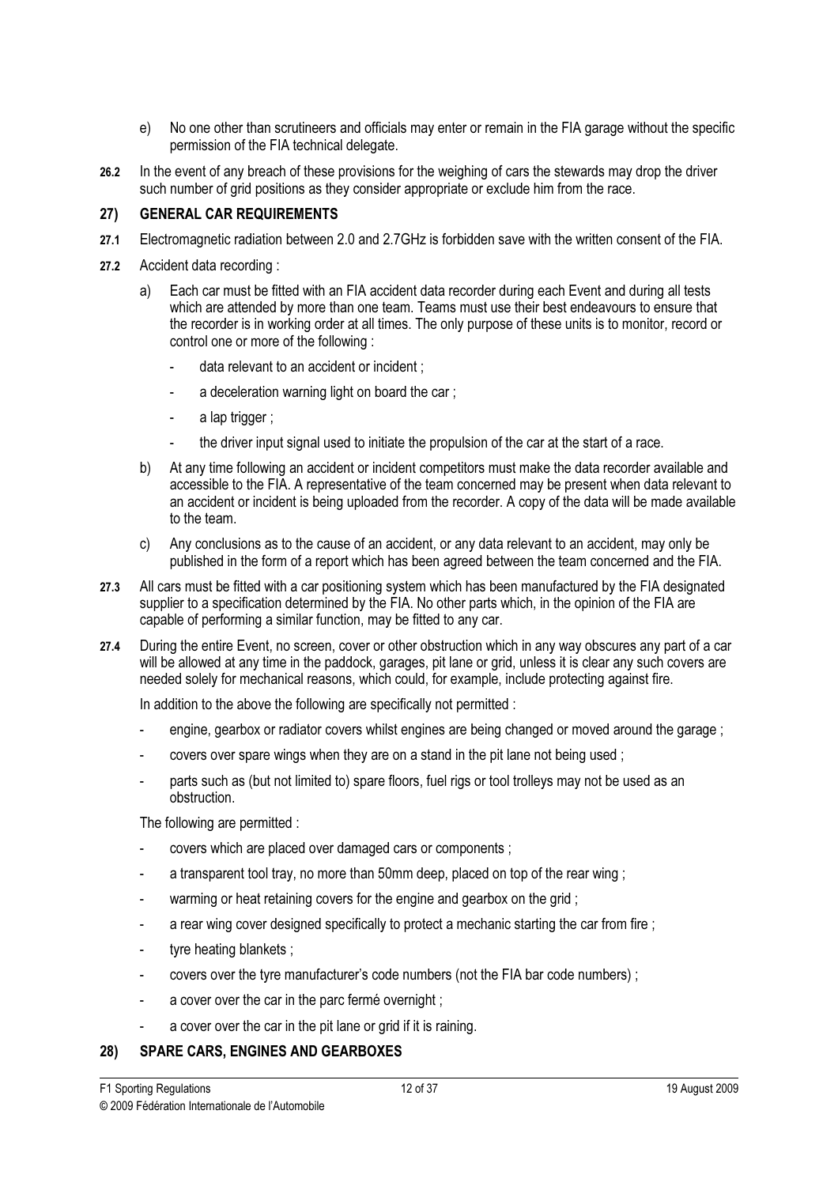e) No one other than scrutineers and officials may enter or remain in the FIA garage without the specific permission of the FIA technical delegate.

**26.2** In the event of any breach of these provisions for the weighing of cars the stewards may drop the driver such number of grid positions as they consider appropriate or exclude him from the race.

## 27) GENERAL CAR REQUIREMENTS

**27.1** Electromagnetic radiation between 2.0 and 2.7GHz is forbidden save with the written consent of the FIA.

**27.2** Accident data recording :

a) Each car must be fitted with an FIA accident data recorder during each Event and during all tests which are attended by more than one team. Teams must use their best endeavours to ensure that the recorder is in working order at all times. The only purpose of these units is to monitor, record or control one or more of the following :

- data relevant to an accident or incident ;
- a deceleration warning light on board the car ;
- a lap trigger ;
- the driver input signal used to initiate the propulsion of the car at the start of a race.

b) At any time following an accident or incident competitors must make the data recorder available and accessible to the FIA. A representative of the team concerned may be present when data relevant to an accident or incident is being uploaded from the recorder. A copy of the data will be made available to the team.

c) Any conclusions as to the cause of an accident, or any data relevant to an accident, may only be published in the form of a report which has been agreed between the team concerned and the FIA.

**27.3** All cars must be fitted with a car positioning system which has been manufactured by the FIA designated supplier to a specification determined by the FIA. No other parts which, in the opinion of the FIA are capable of performing a similar function, may be fitted to any car.

**27.4** During the entire Event, no screen, cover or other obstruction which in any way obscures any part of a car will be allowed at any time in the paddock, garages, pit lane or grid, unless it is clear any such covers are needed solely for mechanical reasons, which could, for example, include protecting against fire.

In addition to the above the following are specifically not permitted :

- engine, gearbox or radiator covers whilst engines are being changed or moved around the garage ;
- covers over spare wings when they are on a stand in the pit lane not being used ;
- parts such as (but not limited to) spare floors, fuel rigs or tool trolleys may not be used as an obstruction.

The following are permitted :

- covers which are placed over damaged cars or components ;
- a transparent tool tray, no more than 50mm deep, placed on top of the rear wing ;
- warming or heat retaining covers for the engine and gearbox on the grid ;
- a rear wing cover designed specifically to protect a mechanic starting the car from fire ;
- tyre heating blankets ;
- covers over the tyre manufacturer's code numbers (not the FIA bar code numbers) ;
- a cover over the car in the parc fermé overnight ;
- a cover over the car in the pit lane or grid if it is raining.

## 28) SPARE CARS, ENGINES AND GEARBOXES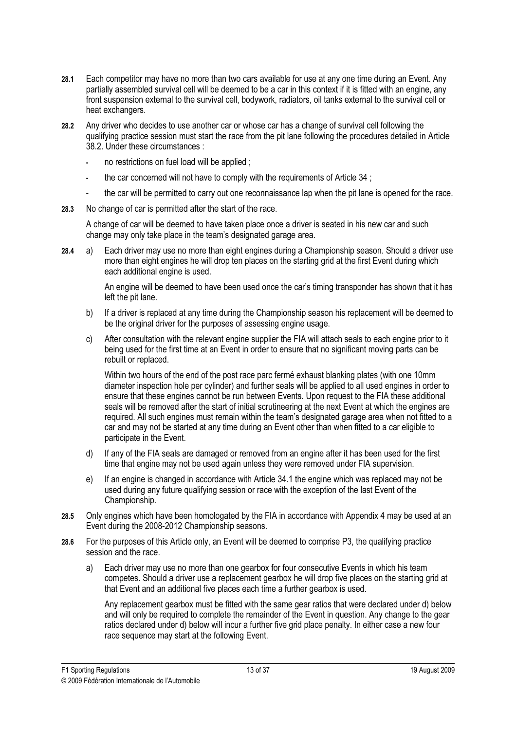**28.1** Each competitor may have no more than two cars available for use at any one time during an Event. Any partially assembled survival cell will be deemed to be a car in this context if it is fitted with an engine, any front suspension external to the survival cell, bodywork, radiators, oil tanks external to the survival cell or heat exchangers.

**28.2** Any driver who decides to use another car or whose car has a change of survival cell following the qualifying practice session must start the race from the pit lane following the procedures detailed in Article 38.2. Under these circumstances :

- no restrictions on fuel load will be applied ;
- the car concerned will not have to comply with the requirements of Article 34 ;
- the car will be permitted to carry out one reconnaissance lap when the pit lane is opened for the race.

**28.3** No change of car is permitted after the start of the race.

A change of car will be deemed to have taken place once a driver is seated in his new car and such change may only take place in the team's designated garage area.

**28.4** a) Each driver may use no more than eight engines during a Championship season. Should a driver use more than eight engines he will drop ten places on the starting grid at the first Event during which each additional engine is used.

An engine will be deemed to have been used once the car's timing transponder has shown that it has left the pit lane.

b) If a driver is replaced at any time during the Championship season his replacement will be deemed to be the original driver for the purposes of assessing engine usage.

c) After consultation with the relevant engine supplier the FIA will attach seals to each engine prior to it being used for the first time at an Event in order to ensure that no significant moving parts can be rebuilt or replaced.

Within two hours of the end of the post race parc fermé exhaust blanking plates (with one 10mm diameter inspection hole per cylinder) and further seals will be applied to all used engines in order to ensure that these engines cannot be run between Events. Upon request to the FIA these additional seals will be removed after the start of initial scrutineering at the next Event at which the engines are required. All such engines must remain within the team's designated garage area when not fitted to a car and may not be started at any time during an Event other than when fitted to a car eligible to participate in the Event.

d) If any of the FIA seals are damaged or removed from an engine after it has been used for the first time that engine may not be used again unless they were removed under FIA supervision.

e) If an engine is changed in accordance with Article 34.1 the engine which was replaced may not be used during any future qualifying session or race with the exception of the last Event of the Championship.

**28.5** Only engines which have been homologated by the FIA in accordance with Appendix 4 may be used at an Event during the 2008-2012 Championship seasons.

**28.6** For the purposes of this Article only, an Event will be deemed to comprise P3, the qualifying practice session and the race.

a) Each driver may use no more than one gearbox for four consecutive Events in which his team competes. Should a driver use a replacement gearbox he will drop five places on the starting grid at that Event and an additional five places each time a further gearbox is used.

Any replacement gearbox must be fitted with the same gear ratios that were declared under d) below and will only be required to complete the remainder of the Event in question. Any change to the gear ratios declared under d) below will incur a further five grid place penalty. In either case a new four race sequence may start at the following Event.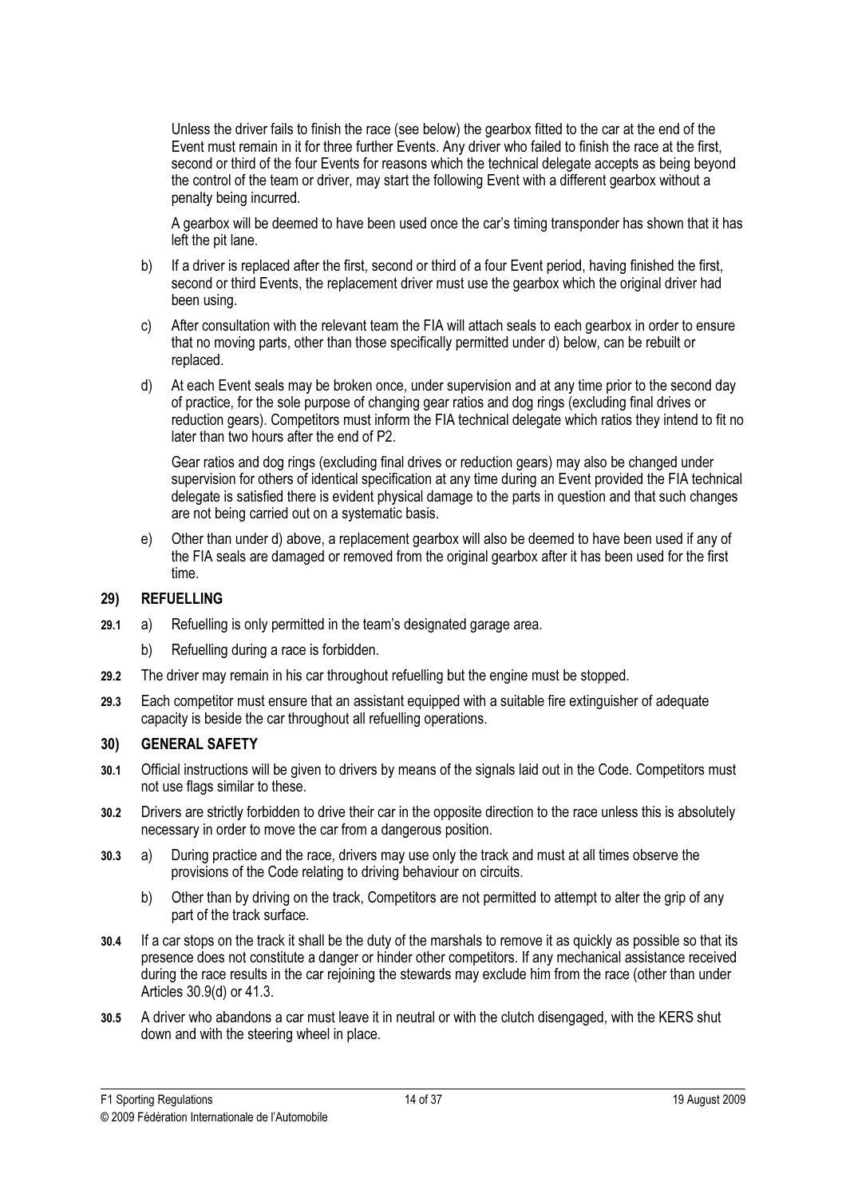Unless the driver fails to finish the race (see below) the gearbox fitted to the car at the end of the Event must remain in it for three further Events. Any driver who failed to finish the race at the first, second or third of the four Events for reasons which the technical delegate accepts as being beyond the control of the team or driver, may start the following Event with a different gearbox without a penalty being incurred.

A gearbox will be deemed to have been used once the car's timing transponder has shown that it has left the pit lane.

b) If a driver is replaced after the first, second or third of a four Event period, having finished the first, second or third Events, the replacement driver must use the gearbox which the original driver had been using.

c) After consultation with the relevant team the FIA will attach seals to each gearbox in order to ensure that no moving parts, other than those specifically permitted under d) below, can be rebuilt or replaced.

d) At each Event seals may be broken once, under supervision and at any time prior to the second day of practice, for the sole purpose of changing gear ratios and dog rings (excluding final drives or reduction gears). Competitors must inform the FIA technical delegate which ratios they intend to fit no later than two hours after the end of P2.

Gear ratios and dog rings (excluding final drives or reduction gears) may also be changed under supervision for others of identical specification at any time during an Event provided the FIA technical delegate is satisfied there is evident physical damage to the parts in question and that such changes are not being carried out on a systematic basis.

e) Other than under d) above, a replacement gearbox will also be deemed to have been used if any of the FIA seals are damaged or removed from the original gearbox after it has been used for the first time.

## 29) REFUELLING

**29.1** a) Refuelling is only permitted in the team's designated garage area.

b) Refuelling during a race is forbidden.

**29.2** The driver may remain in his car throughout refuelling but the engine must be stopped.

**29.3** Each competitor must ensure that an assistant equipped with a suitable fire extinguisher of adequate capacity is beside the car throughout all refuelling operations.

## 30) GENERAL SAFETY

**30.1** Official instructions will be given to drivers by means of the signals laid out in the Code. Competitors must not use flags similar to these.

**30.2** Drivers are strictly forbidden to drive their car in the opposite direction to the race unless this is absolutely necessary in order to move the car from a dangerous position.

**30.3** a) During practice and the race, drivers may use only the track and must at all times observe the provisions of the Code relating to driving behaviour on circuits.

b) Other than by driving on the track, Competitors are not permitted to attempt to alter the grip of any part of the track surface.

**30.4** If a car stops on the track it shall be the duty of the marshals to remove it as quickly as possible so that its presence does not constitute a danger or hinder other competitors. If any mechanical assistance received during the race results in the car rejoining the stewards may exclude him from the race (other than under Articles 30.9(d) or 41.3.

**30.5** A driver who abandons a car must leave it in neutral or with the clutch disengaged, with the KERS shut down and with the steering wheel in place.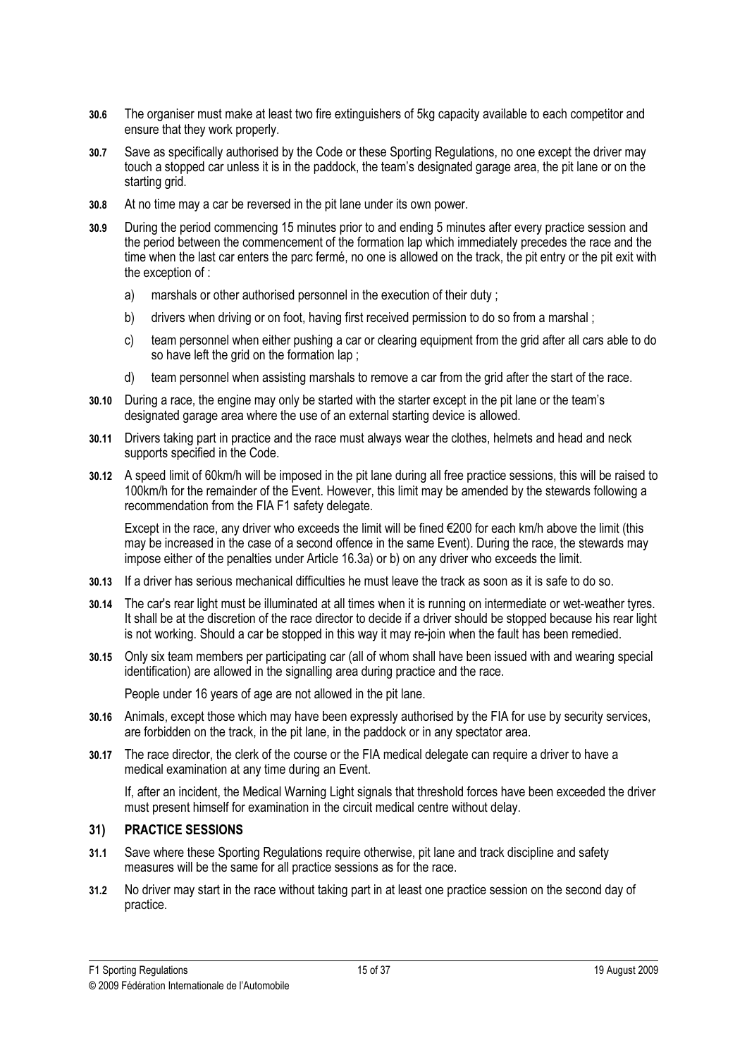**30.6** The organiser must make at least two fire extinguishers of 5kg capacity available to each competitor and ensure that they work properly.

**30.7** Save as specifically authorised by the Code or these Sporting Regulations, no one except the driver may touch a stopped car unless it is in the paddock, the team's designated garage area, the pit lane or on the starting grid.

**30.8** At no time may a car be reversed in the pit lane under its own power.

**30.9** During the period commencing 15 minutes prior to and ending 5 minutes after every practice session and the period between the commencement of the formation lap which immediately precedes the race and the time when the last car enters the parc fermé, no one is allowed on the track, the pit entry or the pit exit with the exception of :

a) marshals or other authorised personnel in the execution of their duty ;

b) drivers when driving or on foot, having first received permission to do so from a marshal ;

c) team personnel when either pushing a car or clearing equipment from the grid after all cars able to do so have left the grid on the formation lap ;

d) team personnel when assisting marshals to remove a car from the grid after the start of the race.

**30.10** During a race, the engine may only be started with the starter except in the pit lane or the team's designated garage area where the use of an external starting device is allowed.

**30.11** Drivers taking part in practice and the race must always wear the clothes, helmets and head and neck supports specified in the Code.

**30.12** A speed limit of 60km/h will be imposed in the pit lane during all free practice sessions, this will be raised to 100km/h for the remainder of the Event. However, this limit may be amended by the stewards following a recommendation from the FIA F1 safety delegate.

Except in the race, any driver who exceeds the limit will be fined €200 for each km/h above the limit (this may be increased in the case of a second offence in the same Event). During the race, the stewards may impose either of the penalties under Article 16.3a) or b) on any driver who exceeds the limit.

**30.13** If a driver has serious mechanical difficulties he must leave the track as soon as it is safe to do so.

**30.14** The car's rear light must be illuminated at all times when it is running on intermediate or wet-weather tyres. It shall be at the discretion of the race director to decide if a driver should be stopped because his rear light is not working. Should a car be stopped in this way it may re-join when the fault has been remedied.

**30.15** Only six team members per participating car (all of whom shall have been issued with and wearing special identification) are allowed in the signalling area during practice and the race.

People under 16 years of age are not allowed in the pit lane.

**30.16** Animals, except those which may have been expressly authorised by the FIA for use by security services, are forbidden on the track, in the pit lane, in the paddock or in any spectator area.

**30.17** The race director, the clerk of the course or the FIA medical delegate can require a driver to have a medical examination at any time during an Event.

If, after an incident, the Medical Warning Light signals that threshold forces have been exceeded the driver must present himself for examination in the circuit medical centre without delay.

## 31) PRACTICE SESSIONS

**31.1** Save where these Sporting Regulations require otherwise, pit lane and track discipline and safety measures will be the same for all practice sessions as for the race.

**31.2** No driver may start in the race without taking part in at least one practice session on the second day of practice.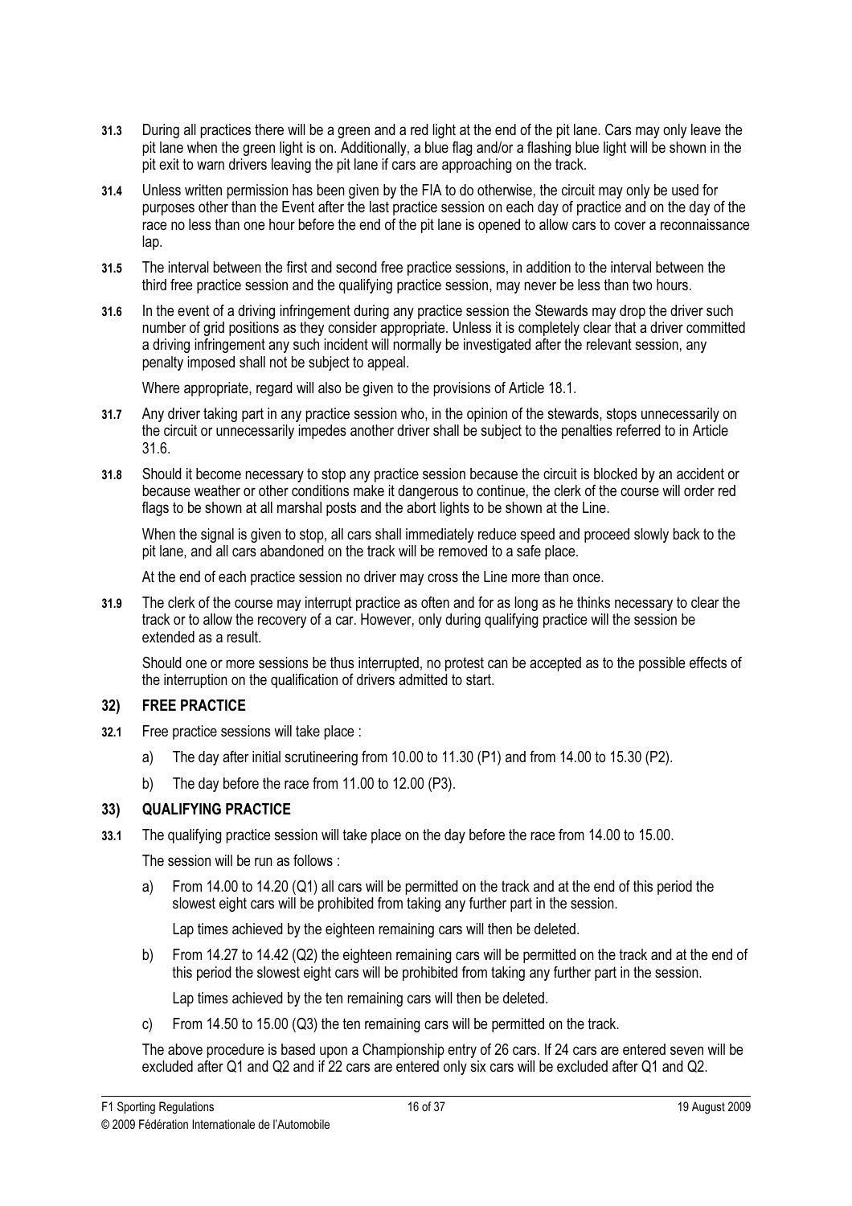**31.3** During all practices there will be a green and a red light at the end of the pit lane. Cars may only leave the pit lane when the green light is on. Additionally, a blue flag and/or a flashing blue light will be shown in the pit exit to warn drivers leaving the pit lane if cars are approaching on the track.

**31.4** Unless written permission has been given by the FIA to do otherwise, the circuit may only be used for purposes other than the Event after the last practice session on each day of practice and on the day of the race no less than one hour before the end of the pit lane is opened to allow cars to cover a reconnaissance lap.

**31.5** The interval between the first and second free practice sessions, in addition to the interval between the third free practice session and the qualifying practice session, may never be less than two hours.

**31.6** In the event of a driving infringement during any practice session the Stewards may drop the driver such number of grid positions as they consider appropriate. Unless it is completely clear that a driver committed a driving infringement any such incident will normally be investigated after the relevant session, any penalty imposed shall not be subject to appeal.

Where appropriate, regard will also be given to the provisions of Article 18.1.

**31.7** Any driver taking part in any practice session who, in the opinion of the stewards, stops unnecessarily on the circuit or unnecessarily impedes another driver shall be subject to the penalties referred to in Article 31.6.

**31.8** Should it become necessary to stop any practice session because the circuit is blocked by an accident or because weather or other conditions make it dangerous to continue, the clerk of the course will order red flags to be shown at all marshal posts and the abort lights to be shown at the Line.

When the signal is given to stop, all cars shall immediately reduce speed and proceed slowly back to the pit lane, and all cars abandoned on the track will be removed to a safe place.

At the end of each practice session no driver may cross the Line more than once.

**31.9** The clerk of the course may interrupt practice as often and for as long as he thinks necessary to clear the track or to allow the recovery of a car. However, only during qualifying practice will the session be extended as a result.

Should one or more sessions be thus interrupted, no protest can be accepted as to the possible effects of the interruption on the qualification of drivers admitted to start.

## 32) FREE PRACTICE

**32.1** Free practice sessions will take place :

a) The day after initial scrutineering from 10.00 to 11.30 (P1) and from 14.00 to 15.30 (P2).

b) The day before the race from 11.00 to 12.00 (P3).

## 33) QUALIFYING PRACTICE

**33.1** The qualifying practice session will take place on the day before the race from 14.00 to 15.00.

The session will be run as follows :

a) From 14.00 to 14.20 (Q1) all cars will be permitted on the track and at the end of this period the slowest eight cars will be prohibited from taking any further part in the session.

Lap times achieved by the eighteen remaining cars will then be deleted.

b) From 14.27 to 14.42 (Q2) the eighteen remaining cars will be permitted on the track and at the end of this period the slowest eight cars will be prohibited from taking any further part in the session.

Lap times achieved by the ten remaining cars will then be deleted.

c) From 14.50 to 15.00 (Q3) the ten remaining cars will be permitted on the track.

The above procedure is based upon a Championship entry of 26 cars. If 24 cars are entered seven will be excluded after Q1 and Q2 and if 22 cars are entered only six cars will be excluded after Q1 and Q2.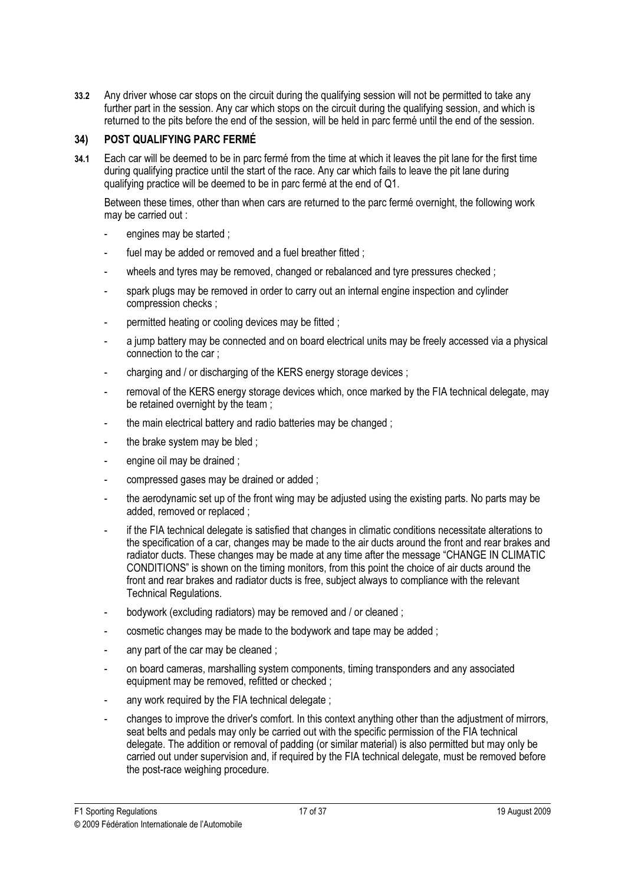**33.2** Any driver whose car stops on the circuit during the qualifying session will not be permitted to take any further part in the session. Any car which stops on the circuit during the qualifying session, and which is returned to the pits before the end of the session, will be held in parc fermé until the end of the session.

## 34) POST QUALIFYING PARC FERMÉ

**34.1** Each car will be deemed to be in parc fermé from the time at which it leaves the pit lane for the first time during qualifying practice until the start of the race. Any car which fails to leave the pit lane during qualifying practice will be deemed to be in parc fermé at the end of Q1.

Between these times, other than when cars are returned to the parc fermé overnight, the following work may be carried out :

- engines may be started ;
- fuel may be added or removed and a fuel breather fitted ;
- wheels and tyres may be removed, changed or rebalanced and tyre pressures checked ;
- spark plugs may be removed in order to carry out an internal engine inspection and cylinder compression checks ;
- permitted heating or cooling devices may be fitted ;
- a jump battery may be connected and on board electrical units may be freely accessed via a physical connection to the car ;
- charging and / or discharging of the KERS energy storage devices ;
- removal of the KERS energy storage devices which, once marked by the FIA technical delegate, may be retained overnight by the team ;
- the main electrical battery and radio batteries may be changed ;
- the brake system may be bled ;
- engine oil may be drained ;
- compressed gases may be drained or added ;
- the aerodynamic set up of the front wing may be adjusted using the existing parts. No parts may be added, removed or replaced ;
- if the FIA technical delegate is satisfied that changes in climatic conditions necessitate alterations to the specification of a car, changes may be made to the air ducts around the front and rear brakes and radiator ducts. These changes may be made at any time after the message "CHANGE IN CLIMATIC CONDITIONS" is shown on the timing monitors, from this point the choice of air ducts around the front and rear brakes and radiator ducts is free, subject always to compliance with the relevant Technical Regulations.
- bodywork (excluding radiators) may be removed and / or cleaned ;
- cosmetic changes may be made to the bodywork and tape may be added ;
- any part of the car may be cleaned ;
- on board cameras, marshalling system components, timing transponders and any associated equipment may be removed, refitted or checked ;
- any work required by the FIA technical delegate ;
- changes to improve the driver's comfort. In this context anything other than the adjustment of mirrors, seat belts and pedals may only be carried out with the specific permission of the FIA technical delegate. The addition or removal of padding (or similar material) is also permitted but may only be carried out under supervision and, if required by the FIA technical delegate, must be removed before the post-race weighing procedure.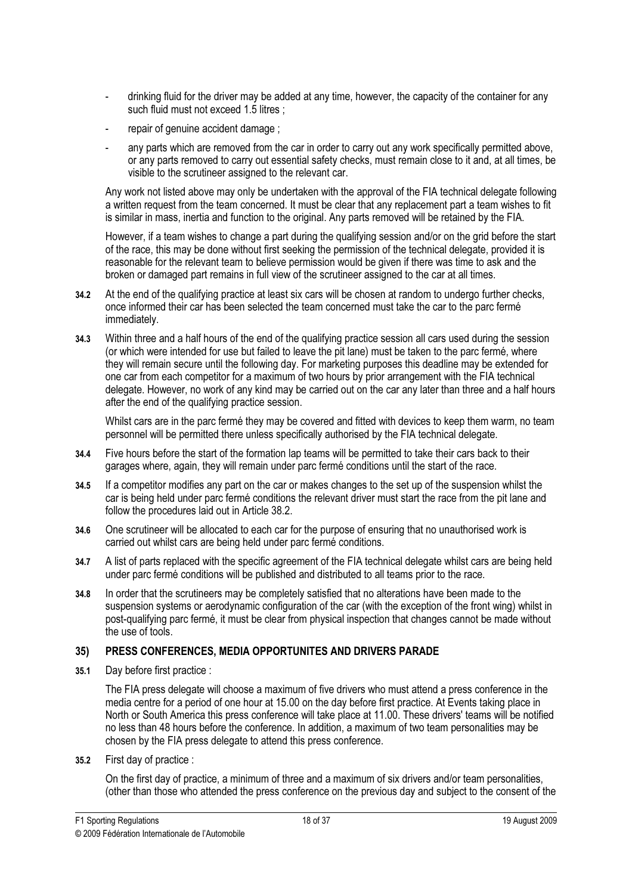- drinking fluid for the driver may be added at any time, however, the capacity of the container for any such fluid must not exceed 1.5 litres ;
- repair of genuine accident damage ;
- any parts which are removed from the car in order to carry out any work specifically permitted above, or any parts removed to carry out essential safety checks, must remain close to it and, at all times, be visible to the scrutineer assigned to the relevant car.

Any work not listed above may only be undertaken with the approval of the FIA technical delegate following a written request from the team concerned. It must be clear that any replacement part a team wishes to fit is similar in mass, inertia and function to the original. Any parts removed will be retained by the FIA.

However, if a team wishes to change a part during the qualifying session and/or on the grid before the start of the race, this may be done without first seeking the permission of the technical delegate, provided it is reasonable for the relevant team to believe permission would be given if there was time to ask and the broken or damaged part remains in full view of the scrutineer assigned to the car at all times.

**34.2** At the end of the qualifying practice at least six cars will be chosen at random to undergo further checks, once informed their car has been selected the team concerned must take the car to the parc fermé immediately.

**34.3** Within three and a half hours of the end of the qualifying practice session all cars used during the session (or which were intended for use but failed to leave the pit lane) must be taken to the parc fermé, where they will remain secure until the following day. For marketing purposes this deadline may be extended for one car from each competitor for a maximum of two hours by prior arrangement with the FIA technical delegate. However, no work of any kind may be carried out on the car any later than three and a half hours after the end of the qualifying practice session.

Whilst cars are in the parc fermé they may be covered and fitted with devices to keep them warm, no team personnel will be permitted there unless specifically authorised by the FIA technical delegate.

**34.4** Five hours before the start of the formation lap teams will be permitted to take their cars back to their garages where, again, they will remain under parc fermé conditions until the start of the race.

**34.5** If a competitor modifies any part on the car or makes changes to the set up of the suspension whilst the car is being held under parc fermé conditions the relevant driver must start the race from the pit lane and follow the procedures laid out in Article 38.2.

**34.6** One scrutineer will be allocated to each car for the purpose of ensuring that no unauthorised work is carried out whilst cars are being held under parc fermé conditions.

**34.7** A list of parts replaced with the specific agreement of the FIA technical delegate whilst cars are being held under parc fermé conditions will be published and distributed to all teams prior to the race.

**34.8** In order that the scrutineers may be completely satisfied that no alterations have been made to the suspension systems or aerodynamic configuration of the car (with the exception of the front wing) whilst in post-qualifying parc fermé, it must be clear from physical inspection that changes cannot be made without the use of tools.

## 35) PRESS CONFERENCES, MEDIA OPPORTUNITES AND DRIVERS PARADE

**35.1** Day before first practice :

The FIA press delegate will choose a maximum of five drivers who must attend a press conference in the media centre for a period of one hour at 15.00 on the day before first practice. At Events taking place in North or South America this press conference will take place at 11.00. These drivers' teams will be notified no less than 48 hours before the conference. In addition, a maximum of two team personalities may be chosen by the FIA press delegate to attend this press conference.

**35.2** First day of practice :

On the first day of practice, a minimum of three and a maximum of six drivers and/or team personalities, (other than those who attended the press conference on the previous day and subject to the consent of the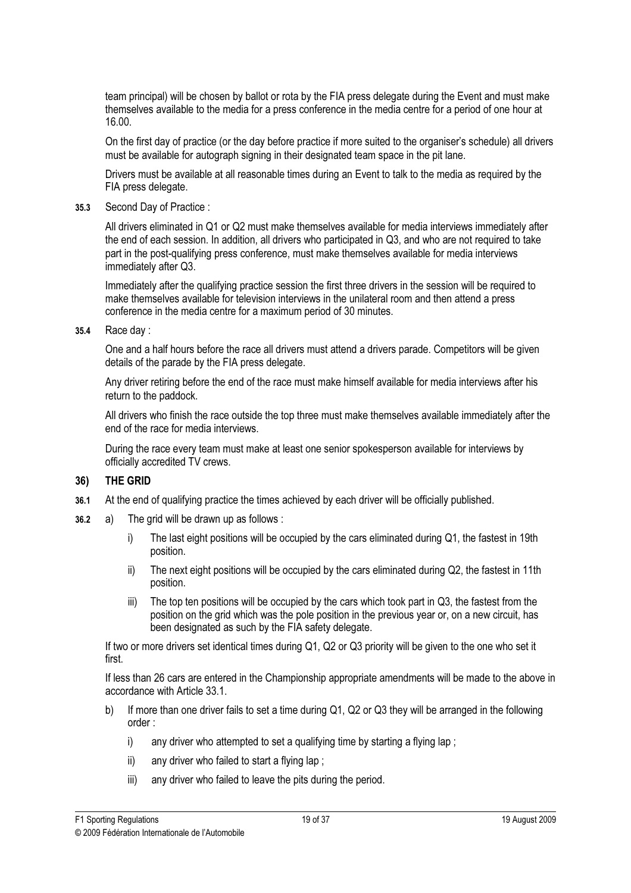team principal) will be chosen by ballot or rota by the FIA press delegate during the Event and must make themselves available to the media for a press conference in the media centre for a period of one hour at 16.00.

On the first day of practice (or the day before practice if more suited to the organiser's schedule) all drivers must be available for autograph signing in their designated team space in the pit lane.

Drivers must be available at all reasonable times during an Event to talk to the media as required by the FIA press delegate.

**35.3** Second Day of Practice :

All drivers eliminated in Q1 or Q2 must make themselves available for media interviews immediately after the end of each session. In addition, all drivers who participated in Q3, and who are not required to take part in the post-qualifying press conference, must make themselves available for media interviews immediately after Q3.

Immediately after the qualifying practice session the first three drivers in the session will be required to make themselves available for television interviews in the unilateral room and then attend a press conference in the media centre for a maximum period of 30 minutes.

**35.4** Race day :

One and a half hours before the race all drivers must attend a drivers parade. Competitors will be given details of the parade by the FIA press delegate.

Any driver retiring before the end of the race must make himself available for media interviews after his return to the paddock.

All drivers who finish the race outside the top three must make themselves available immediately after the end of the race for media interviews.

During the race every team must make at least one senior spokesperson available for interviews by officially accredited TV crews.

## 36) THE GRID

**36.1** At the end of qualifying practice the times achieved by each driver will be officially published.

**36.2** a) The grid will be drawn up as follows :

i) The last eight positions will be occupied by the cars eliminated during Q1, the fastest in 19th position.

ii) The next eight positions will be occupied by the cars eliminated during Q2, the fastest in 11th position.

iii) The top ten positions will be occupied by the cars which took part in Q3, the fastest from the position on the grid which was the pole position in the previous year or, on a new circuit, has been designated as such by the FIA safety delegate.

If two or more drivers set identical times during Q1, Q2 or Q3 priority will be given to the one who set it first.

If less than 26 cars are entered in the Championship appropriate amendments will be made to the above in accordance with Article 33.1.

b) If more than one driver fails to set a time during Q1, Q2 or Q3 they will be arranged in the following order :

i) any driver who attempted to set a qualifying time by starting a flying lap ;

ii) any driver who failed to start a flying lap ;

iii) any driver who failed to leave the pits during the period.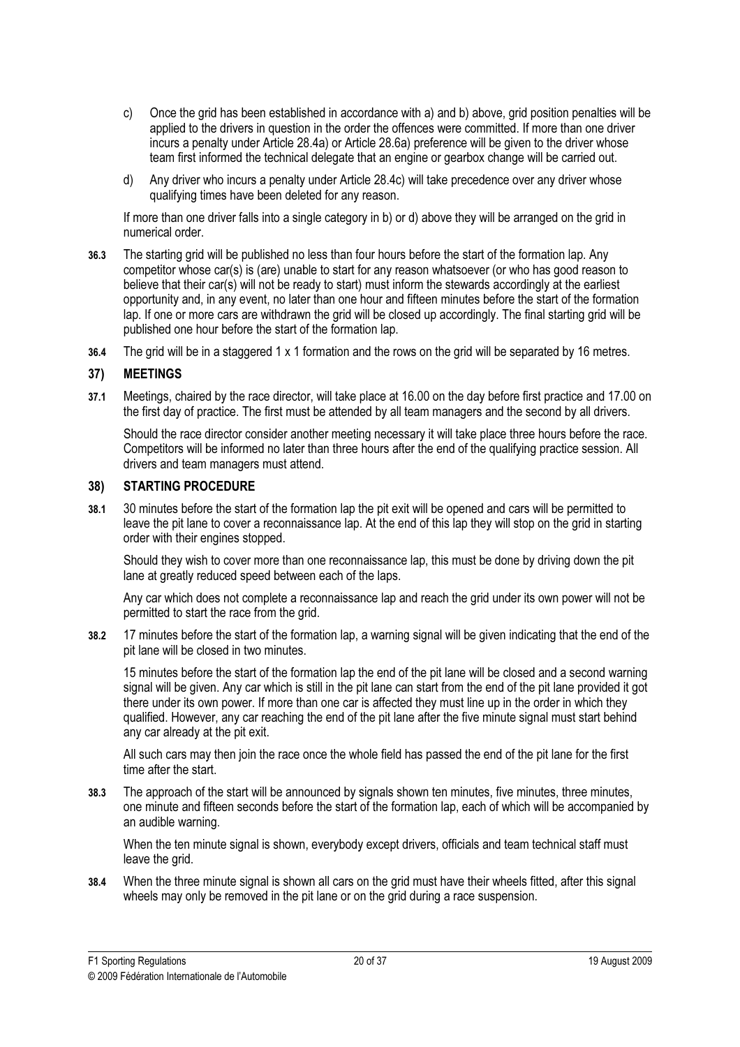c) Once the grid has been established in accordance with a) and b) above, grid position penalties will be applied to the drivers in question in the order the offences were committed. If more than one driver incurs a penalty under Article 28.4a) or Article 28.6a) preference will be given to the driver whose team first informed the technical delegate that an engine or gearbox change will be carried out.

d) Any driver who incurs a penalty under Article 28.4c) will take precedence over any driver whose qualifying times have been deleted for any reason.

If more than one driver falls into a single category in b) or d) above they will be arranged on the grid in numerical order.

**36.3** The starting grid will be published no less than four hours before the start of the formation lap. Any competitor whose car(s) is (are) unable to start for any reason whatsoever (or who has good reason to believe that their car(s) will not be ready to start) must inform the stewards accordingly at the earliest opportunity and, in any event, no later than one hour and fifteen minutes before the start of the formation lap. If one or more cars are withdrawn the grid will be closed up accordingly. The final starting grid will be published one hour before the start of the formation lap.

**36.4** The grid will be in a staggered 1 x 1 formation and the rows on the grid will be separated by 16 metres.

## 37) MEETINGS

**37.1** Meetings, chaired by the race director, will take place at 16.00 on the day before first practice and 17.00 on the first day of practice. The first must be attended by all team managers and the second by all drivers.

Should the race director consider another meeting necessary it will take place three hours before the race. Competitors will be informed no later than three hours after the end of the qualifying practice session. All drivers and team managers must attend.

## 38) STARTING PROCEDURE

**38.1** 30 minutes before the start of the formation lap the pit exit will be opened and cars will be permitted to leave the pit lane to cover a reconnaissance lap. At the end of this lap they will stop on the grid in starting order with their engines stopped.

Should they wish to cover more than one reconnaissance lap, this must be done by driving down the pit lane at greatly reduced speed between each of the laps.

Any car which does not complete a reconnaissance lap and reach the grid under its own power will not be permitted to start the race from the grid.

**38.2** 17 minutes before the start of the formation lap, a warning signal will be given indicating that the end of the pit lane will be closed in two minutes.

15 minutes before the start of the formation lap the end of the pit lane will be closed and a second warning signal will be given. Any car which is still in the pit lane can start from the end of the pit lane provided it got there under its own power. If more than one car is affected they must line up in the order in which they qualified. However, any car reaching the end of the pit lane after the five minute signal must start behind any car already at the pit exit.

All such cars may then join the race once the whole field has passed the end of the pit lane for the first time after the start.

**38.3** The approach of the start will be announced by signals shown ten minutes, five minutes, three minutes, one minute and fifteen seconds before the start of the formation lap, each of which will be accompanied by an audible warning.

When the ten minute signal is shown, everybody except drivers, officials and team technical staff must leave the grid.

**38.4** When the three minute signal is shown all cars on the grid must have their wheels fitted, after this signal wheels may only be removed in the pit lane or on the grid during a race suspension.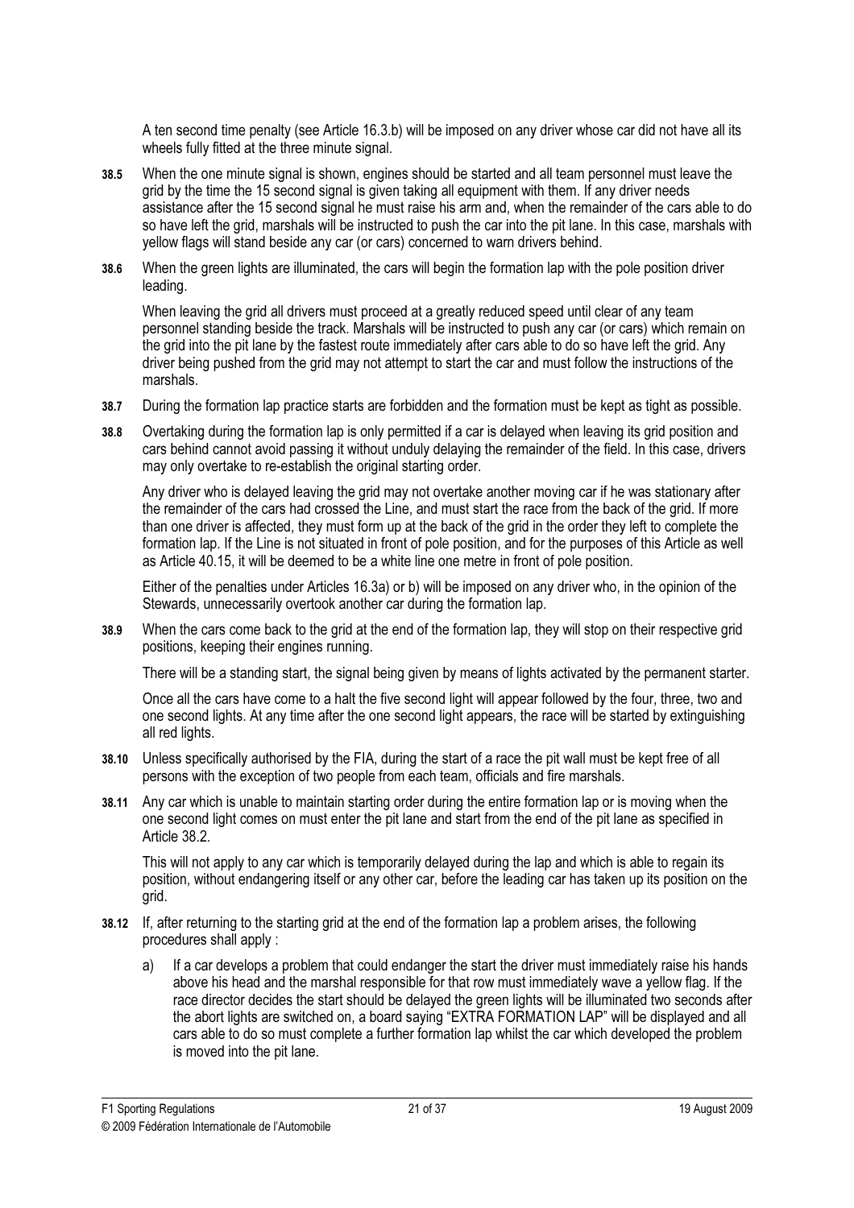A ten second time penalty (see Article 16.3.b) will be imposed on any driver whose car did not have all its wheels fully fitted at the three minute signal.

**38.5** When the one minute signal is shown, engines should be started and all team personnel must leave the grid by the time the 15 second signal is given taking all equipment with them. If any driver needs assistance after the 15 second signal he must raise his arm and, when the remainder of the cars able to do so have left the grid, marshals will be instructed to push the car into the pit lane. In this case, marshals with yellow flags will stand beside any car (or cars) concerned to warn drivers behind.

**38.6** When the green lights are illuminated, the cars will begin the formation lap with the pole position driver leading.

When leaving the grid all drivers must proceed at a greatly reduced speed until clear of any team personnel standing beside the track. Marshals will be instructed to push any car (or cars) which remain on the grid into the pit lane by the fastest route immediately after cars able to do so have left the grid. Any driver being pushed from the grid may not attempt to start the car and must follow the instructions of the marshals.

**38.7** During the formation lap practice starts are forbidden and the formation must be kept as tight as possible.

**38.8** Overtaking during the formation lap is only permitted if a car is delayed when leaving its grid position and cars behind cannot avoid passing it without unduly delaying the remainder of the field. In this case, drivers may only overtake to re-establish the original starting order.

Any driver who is delayed leaving the grid may not overtake another moving car if he was stationary after the remainder of the cars had crossed the Line, and must start the race from the back of the grid. If more than one driver is affected, they must form up at the back of the grid in the order they left to complete the formation lap. If the Line is not situated in front of pole position, and for the purposes of this Article as well as Article 40.15, it will be deemed to be a white line one metre in front of pole position.

Either of the penalties under Articles 16.3a) or b) will be imposed on any driver who, in the opinion of the Stewards, unnecessarily overtook another car during the formation lap.

**38.9** When the cars come back to the grid at the end of the formation lap, they will stop on their respective grid positions, keeping their engines running.

There will be a standing start, the signal being given by means of lights activated by the permanent starter.

Once all the cars have come to a halt the five second light will appear followed by the four, three, two and one second lights. At any time after the one second light appears, the race will be started by extinguishing all red lights.

**38.10** Unless specifically authorised by the FIA, during the start of a race the pit wall must be kept free of all persons with the exception of two people from each team, officials and fire marshals.

**38.11** Any car which is unable to maintain starting order during the entire formation lap or is moving when the one second light comes on must enter the pit lane and start from the end of the pit lane as specified in Article 38.2.

This will not apply to any car which is temporarily delayed during the lap and which is able to regain its position, without endangering itself or any other car, before the leading car has taken up its position on the grid.

**38.12** If, after returning to the starting grid at the end of the formation lap a problem arises, the following procedures shall apply :

a) If a car develops a problem that could endanger the start the driver must immediately raise his hands above his head and the marshal responsible for that row must immediately wave a yellow flag. If the race director decides the start should be delayed the green lights will be illuminated two seconds after the abort lights are switched on, a board saying "EXTRA FORMATION LAP" will be displayed and all cars able to do so must complete a further formation lap whilst the car which developed the problem is moved into the pit lane.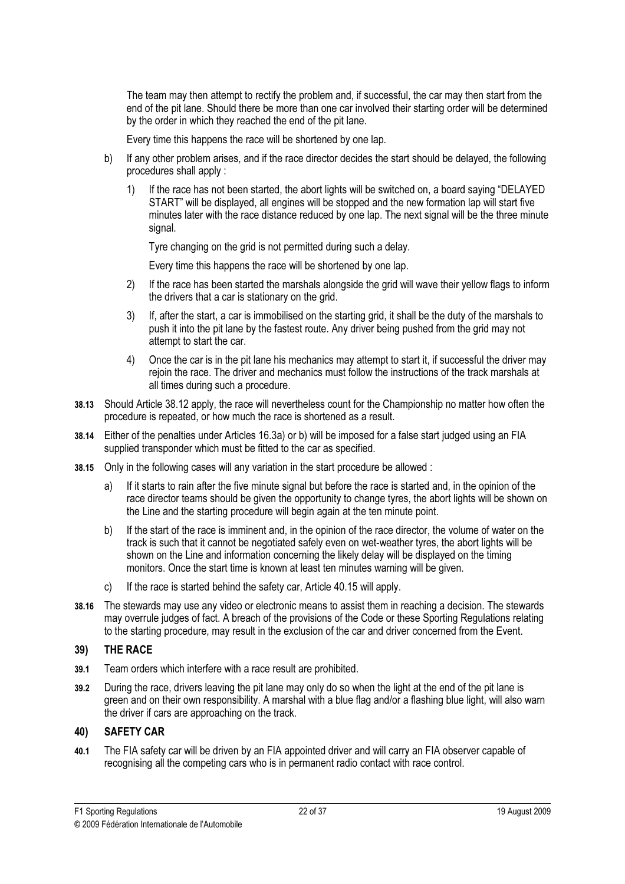The team may then attempt to rectify the problem and, if successful, the car may then start from the end of the pit lane. Should there be more than one car involved their starting order will be determined by the order in which they reached the end of the pit lane.

Every time this happens the race will be shortened by one lap.

b) If any other problem arises, and if the race director decides the start should be delayed, the following procedures shall apply :

   1) If the race has not been started, the abort lights will be switched on, a board saying "DELAYED START" will be displayed, all engines will be stopped and the new formation lap will start five minutes later with the race distance reduced by one lap. The next signal will be the three minute signal.

      Tyre changing on the grid is not permitted during such a delay.

      Every time this happens the race will be shortened by one lap.

   2) If the race has been started the marshals alongside the grid will wave their yellow flags to inform the drivers that a car is stationary on the grid.

   3) If, after the start, a car is immobilised on the starting grid, it shall be the duty of the marshals to push it into the pit lane by the fastest route. Any driver being pushed from the grid may not attempt to start the car.

   4) Once the car is in the pit lane his mechanics may attempt to start it, if successful the driver may rejoin the race. The driver and mechanics must follow the instructions of the track marshals at all times during such a procedure.

**38.13** Should Article 38.12 apply, the race will nevertheless count for the Championship no matter how often the procedure is repeated, or how much the race is shortened as a result.

**38.14** Either of the penalties under Articles 16.3a) or b) will be imposed for a false start judged using an FIA supplied transponder which must be fitted to the car as specified.

**38.15** Only in the following cases will any variation in the start procedure be allowed :

a) If it starts to rain after the five minute signal but before the race is started and, in the opinion of the race director teams should be given the opportunity to change tyres, the abort lights will be shown on the Line and the starting procedure will begin again at the ten minute point.

b) If the start of the race is imminent and, in the opinion of the race director, the volume of water on the track is such that it cannot be negotiated safely even on wet-weather tyres, the abort lights will be shown on the Line and information concerning the likely delay will be displayed on the timing monitors. Once the start time is known at least ten minutes warning will be given.

c) If the race is started behind the safety car, Article 40.15 will apply.

**38.16** The stewards may use any video or electronic means to assist them in reaching a decision. The stewards may overrule judges of fact. A breach of the provisions of the Code or these Sporting Regulations relating to the starting procedure, may result in the exclusion of the car and driver concerned from the Event.

## 39) THE RACE

**39.1** Team orders which interfere with a race result are prohibited.

**39.2** During the race, drivers leaving the pit lane may only do so when the light at the end of the pit lane is green and on their own responsibility. A marshal with a blue flag and/or a flashing blue light, will also warn the driver if cars are approaching on the track.

## 40) SAFETY CAR

**40.1** The FIA safety car will be driven by an FIA appointed driver and will carry an FIA observer capable of recognising all the competing cars who is in permanent radio contact with race control.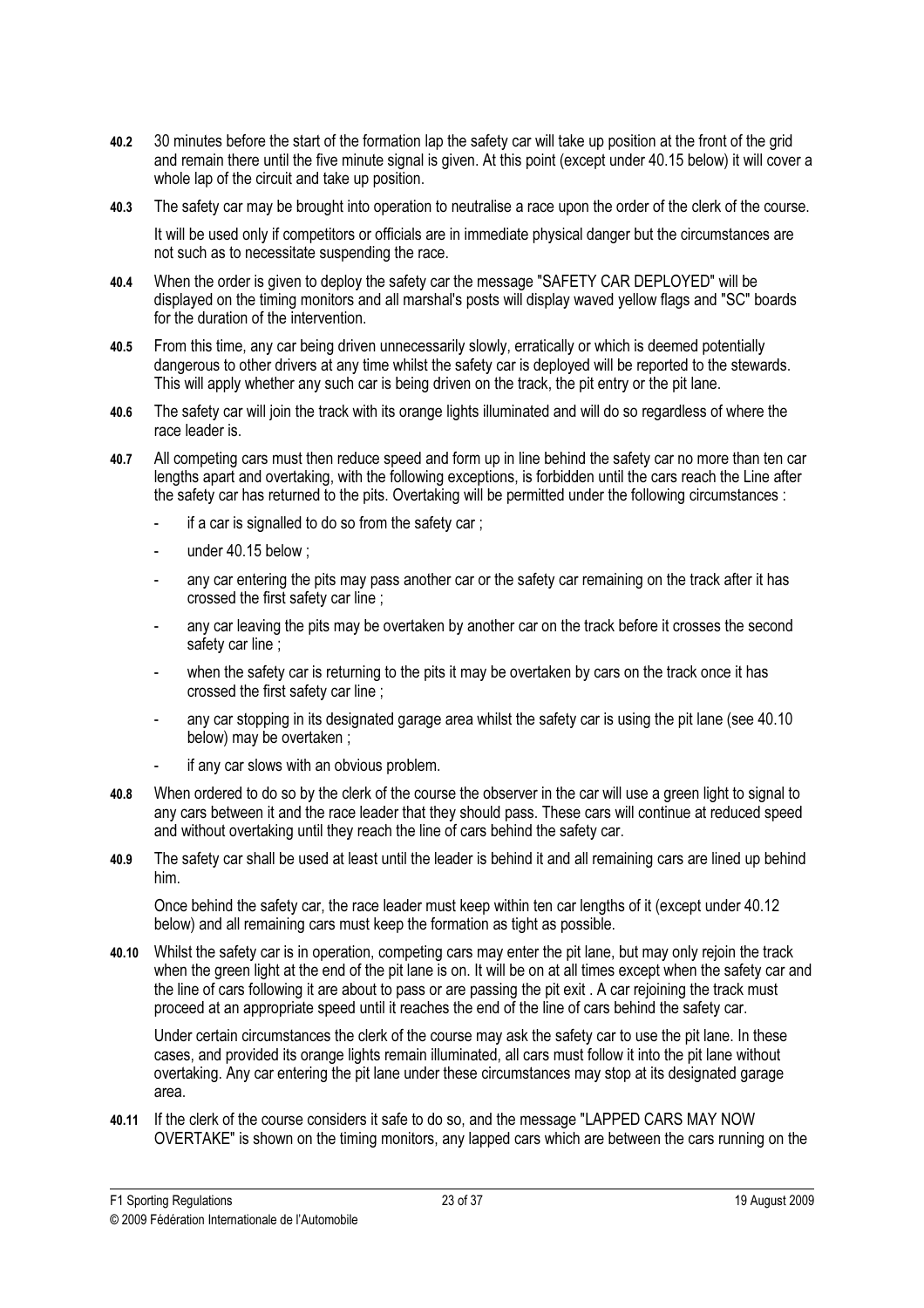**40.2** 30 minutes before the start of the formation lap the safety car will take up position at the front of the grid and remain there until the five minute signal is given. At this point (except under 40.15 below) it will cover a whole lap of the circuit and take up position.

**40.3** The safety car may be brought into operation to neutralise a race upon the order of the clerk of the course.

It will be used only if competitors or officials are in immediate physical danger but the circumstances are not such as to necessitate suspending the race.

**40.4** When the order is given to deploy the safety car the message "SAFETY CAR DEPLOYED" will be displayed on the timing monitors and all marshal's posts will display waved yellow flags and "SC" boards for the duration of the intervention.

**40.5** From this time, any car being driven unnecessarily slowly, erratically or which is deemed potentially dangerous to other drivers at any time whilst the safety car is deployed will be reported to the stewards. This will apply whether any such car is being driven on the track, the pit entry or the pit lane.

**40.6** The safety car will join the track with its orange lights illuminated and will do so regardless of where the race leader is.

**40.7** All competing cars must then reduce speed and form up in line behind the safety car no more than ten car lengths apart and overtaking, with the following exceptions, is forbidden until the cars reach the Line after the safety car has returned to the pits. Overtaking will be permitted under the following circumstances :

- if a car is signalled to do so from the safety car ;
- under 40.15 below ;
- any car entering the pits may pass another car or the safety car remaining on the track after it has crossed the first safety car line ;
- any car leaving the pits may be overtaken by another car on the track before it crosses the second safety car line ;
- when the safety car is returning to the pits it may be overtaken by cars on the track once it has crossed the first safety car line ;
- any car stopping in its designated garage area whilst the safety car is using the pit lane (see 40.10 below) may be overtaken ;
- if any car slows with an obvious problem.

**40.8** When ordered to do so by the clerk of the course the observer in the car will use a green light to signal to any cars between it and the race leader that they should pass. These cars will continue at reduced speed and without overtaking until they reach the line of cars behind the safety car.

**40.9** The safety car shall be used at least until the leader is behind it and all remaining cars are lined up behind him.

Once behind the safety car, the race leader must keep within ten car lengths of it (except under 40.12 below) and all remaining cars must keep the formation as tight as possible.

**40.10** Whilst the safety car is in operation, competing cars may enter the pit lane, but may only rejoin the track when the green light at the end of the pit lane is on. It will be on at all times except when the safety car and the line of cars following it are about to pass or are passing the pit exit . A car rejoining the track must proceed at an appropriate speed until it reaches the end of the line of cars behind the safety car.

Under certain circumstances the clerk of the course may ask the safety car to use the pit lane. In these cases, and provided its orange lights remain illuminated, all cars must follow it into the pit lane without overtaking. Any car entering the pit lane under these circumstances may stop at its designated garage area.

**40.11** If the clerk of the course considers it safe to do so, and the message "LAPPED CARS MAY NOW OVERTAKE" is shown on the timing monitors, any lapped cars which are between the cars running on the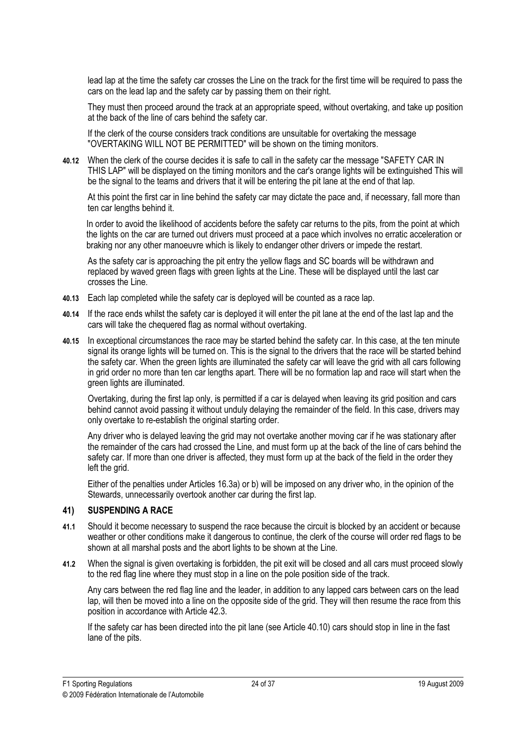lead lap at the time the safety car crosses the Line on the track for the first time will be required to pass the cars on the lead lap and the safety car by passing them on their right.

They must then proceed around the track at an appropriate speed, without overtaking, and take up position at the back of the line of cars behind the safety car.

If the clerk of the course considers track conditions are unsuitable for overtaking the message "OVERTAKING WILL NOT BE PERMITTED" will be shown on the timing monitors.

**40.12** When the clerk of the course decides it is safe to call in the safety car the message "SAFETY CAR IN THIS LAP" will be displayed on the timing monitors and the car's orange lights will be extinguished This will be the signal to the teams and drivers that it will be entering the pit lane at the end of that lap.

At this point the first car in line behind the safety car may dictate the pace and, if necessary, fall more than ten car lengths behind it.

In order to avoid the likelihood of accidents before the safety car returns to the pits, from the point at which the lights on the car are turned out drivers must proceed at a pace which involves no erratic acceleration or braking nor any other manoeuvre which is likely to endanger other drivers or impede the restart.

As the safety car is approaching the pit entry the yellow flags and SC boards will be withdrawn and replaced by waved green flags with green lights at the Line. These will be displayed until the last car crosses the Line.

**40.13** Each lap completed while the safety car is deployed will be counted as a race lap.

**40.14** If the race ends whilst the safety car is deployed it will enter the pit lane at the end of the last lap and the cars will take the chequered flag as normal without overtaking.

**40.15** In exceptional circumstances the race may be started behind the safety car. In this case, at the ten minute signal its orange lights will be turned on. This is the signal to the drivers that the race will be started behind the safety car. When the green lights are illuminated the safety car will leave the grid with all cars following in grid order no more than ten car lengths apart. There will be no formation lap and race will start when the green lights are illuminated.

Overtaking, during the first lap only, is permitted if a car is delayed when leaving its grid position and cars behind cannot avoid passing it without unduly delaying the remainder of the field. In this case, drivers may only overtake to re-establish the original starting order.

Any driver who is delayed leaving the grid may not overtake another moving car if he was stationary after the remainder of the cars had crossed the Line, and must form up at the back of the line of cars behind the safety car. If more than one driver is affected, they must form up at the back of the field in the order they left the grid.

Either of the penalties under Articles 16.3a) or b) will be imposed on any driver who, in the opinion of the Stewards, unnecessarily overtook another car during the first lap.

## 41) SUSPENDING A RACE

**41.1** Should it become necessary to suspend the race because the circuit is blocked by an accident or because weather or other conditions make it dangerous to continue, the clerk of the course will order red flags to be shown at all marshal posts and the abort lights to be shown at the Line.

**41.2** When the signal is given overtaking is forbidden, the pit exit will be closed and all cars must proceed slowly to the red flag line where they must stop in a line on the pole position side of the track.

Any cars between the red flag line and the leader, in addition to any lapped cars between cars on the lead lap, will then be moved into a line on the opposite side of the grid. They will then resume the race from this position in accordance with Article 42.3.

If the safety car has been directed into the pit lane (see Article 40.10) cars should stop in line in the fast lane of the pits.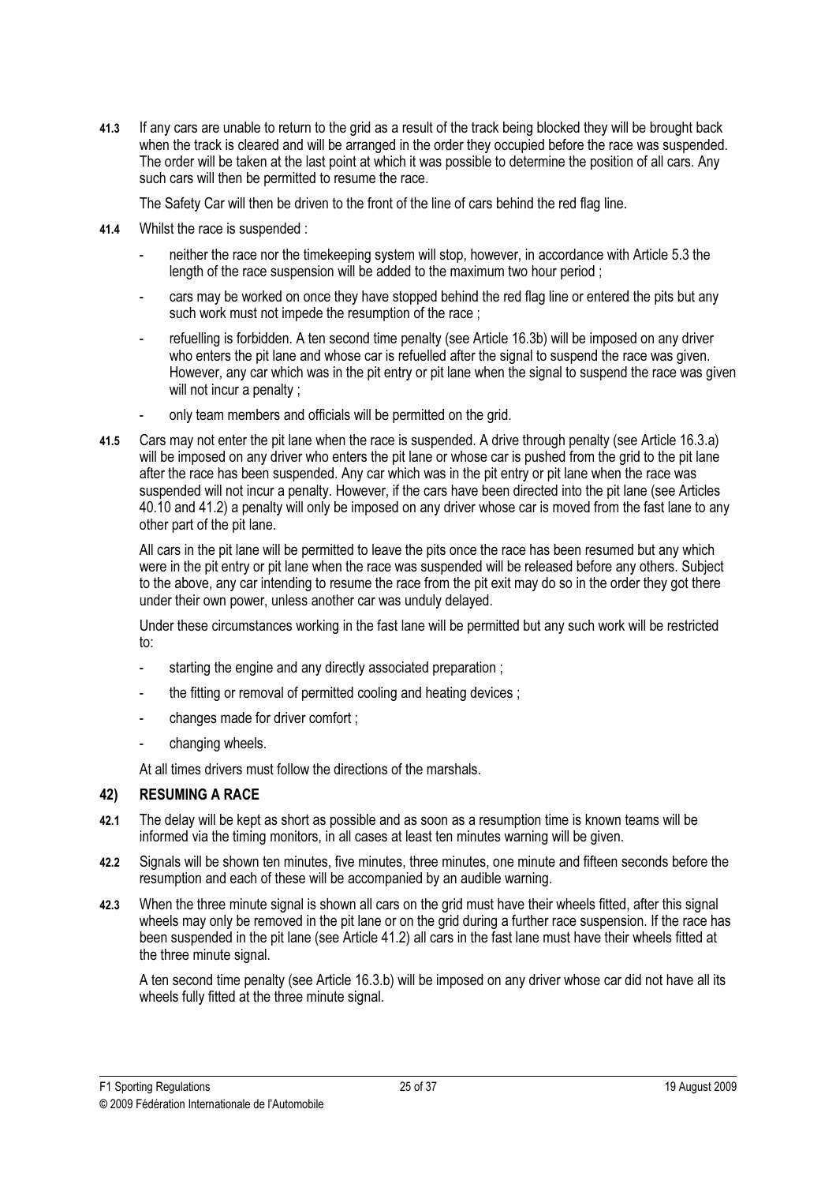**41.3** If any cars are unable to return to the grid as a result of the track being blocked they will be brought back when the track is cleared and will be arranged in the order they occupied before the race was suspended. The order will be taken at the last point at which it was possible to determine the position of all cars. Any such cars will then be permitted to resume the race.

The Safety Car will then be driven to the front of the line of cars behind the red flag line.

**41.4** Whilst the race is suspended :

- neither the race nor the timekeeping system will stop, however, in accordance with Article 5.3 the length of the race suspension will be added to the maximum two hour period ;
- cars may be worked on once they have stopped behind the red flag line or entered the pits but any such work must not impede the resumption of the race ;
- refuelling is forbidden. A ten second time penalty (see Article 16.3b) will be imposed on any driver who enters the pit lane and whose car is refuelled after the signal to suspend the race was given. However, any car which was in the pit entry or pit lane when the signal to suspend the race was given will not incur a penalty ;
- only team members and officials will be permitted on the grid.

**41.5** Cars may not enter the pit lane when the race is suspended. A drive through penalty (see Article 16.3.a) will be imposed on any driver who enters the pit lane or whose car is pushed from the grid to the pit lane after the race has been suspended. Any car which was in the pit entry or pit lane when the race was suspended will not incur a penalty. However, if the cars have been directed into the pit lane (see Articles 40.10 and 41.2) a penalty will only be imposed on any driver whose car is moved from the fast lane to any other part of the pit lane.

All cars in the pit lane will be permitted to leave the pits once the race has been resumed but any which were in the pit entry or pit lane when the race was suspended will be released before any others. Subject to the above, any car intending to resume the race from the pit exit may do so in the order they got there under their own power, unless another car was unduly delayed.

Under these circumstances working in the fast lane will be permitted but any such work will be restricted to:

- starting the engine and any directly associated preparation ;
- the fitting or removal of permitted cooling and heating devices ;
- changes made for driver comfort ;
- changing wheels.

At all times drivers must follow the directions of the marshals.

## 42) RESUMING A RACE

**42.1** The delay will be kept as short as possible and as soon as a resumption time is known teams will be informed via the timing monitors, in all cases at least ten minutes warning will be given.

**42.2** Signals will be shown ten minutes, five minutes, three minutes, one minute and fifteen seconds before the resumption and each of these will be accompanied by an audible warning.

**42.3** When the three minute signal is shown all cars on the grid must have their wheels fitted, after this signal wheels may only be removed in the pit lane or on the grid during a further race suspension. If the race has been suspended in the pit lane (see Article 41.2) all cars in the fast lane must have their wheels fitted at the three minute signal.

A ten second time penalty (see Article 16.3.b) will be imposed on any driver whose car did not have all its wheels fully fitted at the three minute signal.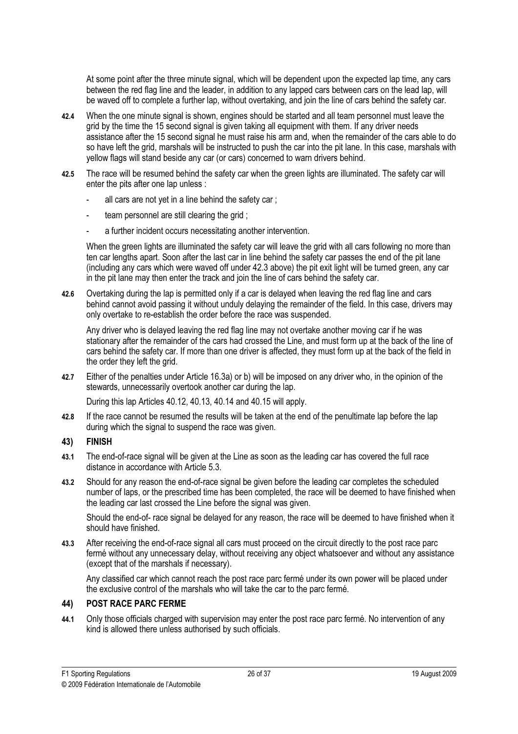At some point after the three minute signal, which will be dependent upon the expected lap time, any cars between the red flag line and the leader, in addition to any lapped cars between cars on the lead lap, will be waved off to complete a further lap, without overtaking, and join the line of cars behind the safety car.

**42.4** When the one minute signal is shown, engines should be started and all team personnel must leave the grid by the time the 15 second signal is given taking all equipment with them. If any driver needs assistance after the 15 second signal he must raise his arm and, when the remainder of the cars able to do so have left the grid, marshals will be instructed to push the car into the pit lane. In this case, marshals with yellow flags will stand beside any car (or cars) concerned to warn drivers behind.

**42.5** The race will be resumed behind the safety car when the green lights are illuminated. The safety car will enter the pits after one lap unless :

- all cars are not yet in a line behind the safety car ;
- team personnel are still clearing the grid ;
- a further incident occurs necessitating another intervention.

When the green lights are illuminated the safety car will leave the grid with all cars following no more than ten car lengths apart. Soon after the last car in line behind the safety car passes the end of the pit lane (including any cars which were waved off under 42.3 above) the pit exit light will be turned green, any car in the pit lane may then enter the track and join the line of cars behind the safety car.

**42.6** Overtaking during the lap is permitted only if a car is delayed when leaving the red flag line and cars behind cannot avoid passing it without unduly delaying the remainder of the field. In this case, drivers may only overtake to re-establish the order before the race was suspended.

Any driver who is delayed leaving the red flag line may not overtake another moving car if he was stationary after the remainder of the cars had crossed the Line, and must form up at the back of the line of cars behind the safety car. If more than one driver is affected, they must form up at the back of the field in the order they left the grid.

**42.7** Either of the penalties under Article 16.3a) or b) will be imposed on any driver who, in the opinion of the stewards, unnecessarily overtook another car during the lap.

During this lap Articles 40.12, 40.13, 40.14 and 40.15 will apply.

**42.8** If the race cannot be resumed the results will be taken at the end of the penultimate lap before the lap during which the signal to suspend the race was given.

## 43) FINISH

**43.1** The end-of-race signal will be given at the Line as soon as the leading car has covered the full race distance in accordance with Article 5.3.

**43.2** Should for any reason the end-of-race signal be given before the leading car completes the scheduled number of laps, or the prescribed time has been completed, the race will be deemed to have finished when the leading car last crossed the Line before the signal was given.

Should the end-of- race signal be delayed for any reason, the race will be deemed to have finished when it should have finished.

**43.3** After receiving the end-of-race signal all cars must proceed on the circuit directly to the post race parc fermé without any unnecessary delay, without receiving any object whatsoever and without any assistance (except that of the marshals if necessary).

Any classified car which cannot reach the post race parc fermé under its own power will be placed under the exclusive control of the marshals who will take the car to the parc fermé.

## 44) POST RACE PARC FERME

**44.1** Only those officials charged with supervision may enter the post race parc fermé. No intervention of any kind is allowed there unless authorised by such officials.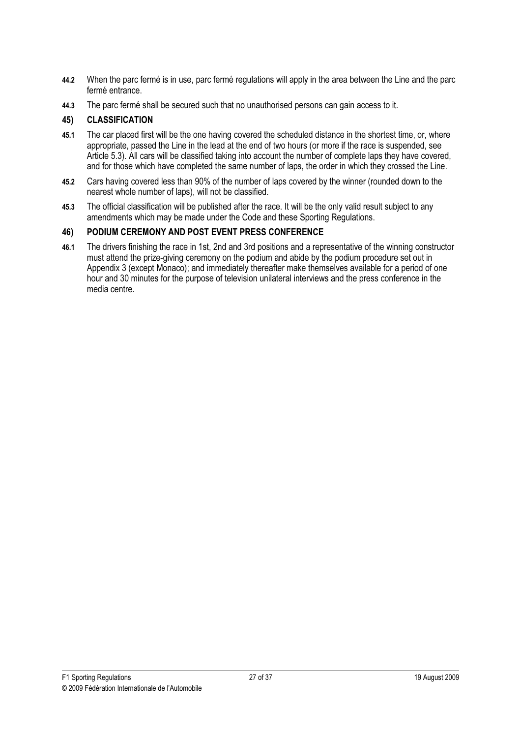**44.2** When the parc fermé is in use, parc fermé regulations will apply in the area between the Line and the parc fermé entrance.

**44.3** The parc fermé shall be secured such that no unauthorised persons can gain access to it.

## 45) CLASSIFICATION

**45.1** The car placed first will be the one having covered the scheduled distance in the shortest time, or, where appropriate, passed the Line in the lead at the end of two hours (or more if the race is suspended, see Article 5.3). All cars will be classified taking into account the number of complete laps they have covered, and for those which have completed the same number of laps, the order in which they crossed the Line.

**45.2** Cars having covered less than 90% of the number of laps covered by the winner (rounded down to the nearest whole number of laps), will not be classified.

**45.3** The official classification will be published after the race. It will be the only valid result subject to any amendments which may be made under the Code and these Sporting Regulations.

## 46) PODIUM CEREMONY AND POST EVENT PRESS CONFERENCE

**46.1** The drivers finishing the race in 1st, 2nd and 3rd positions and a representative of the winning constructor must attend the prize-giving ceremony on the podium and abide by the podium procedure set out in Appendix 3 (except Monaco); and immediately thereafter make themselves available for a period of one hour and 30 minutes for the purpose of television unilateral interviews and the press conference in the media centre.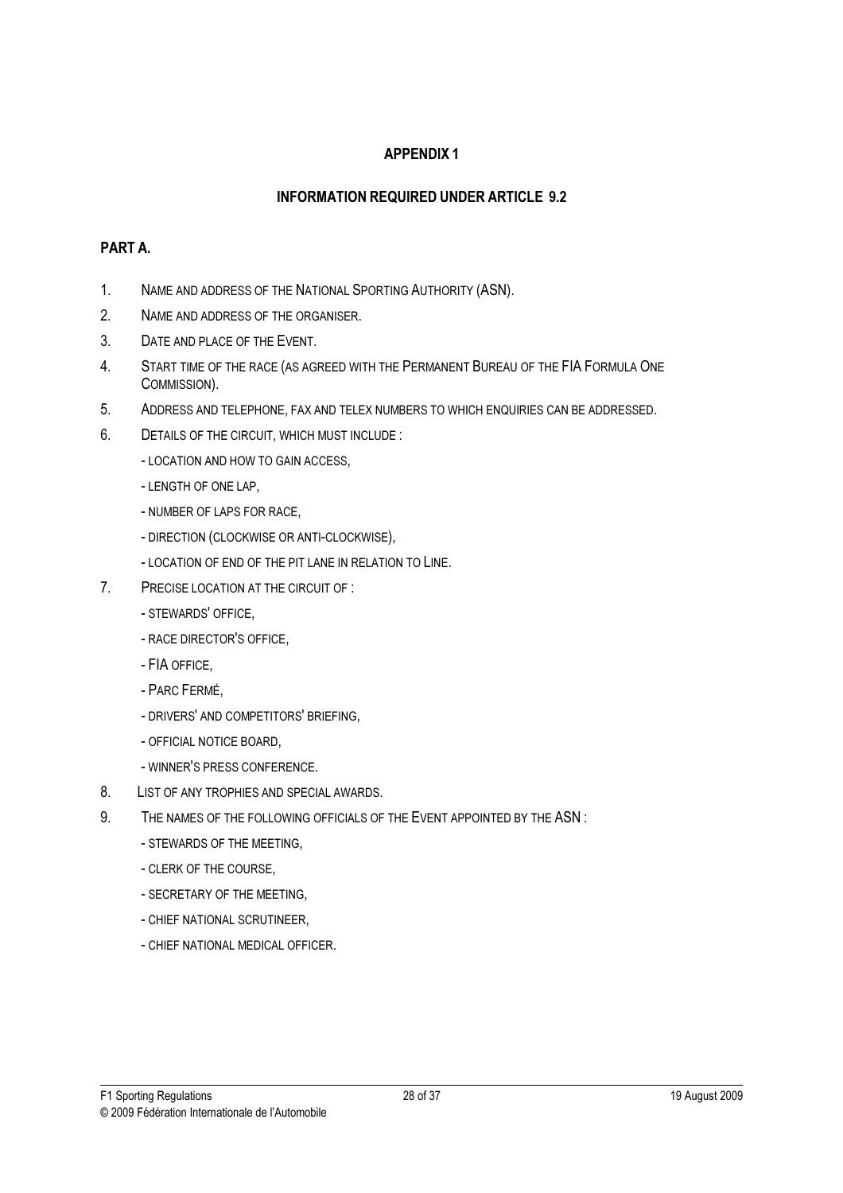# APPENDIX 1

## INFORMATION REQUIRED UNDER ARTICLE 9.2

### PART A.

1. NAME AND ADDRESS OF THE NATIONAL SPORTING AUTHORITY (ASN).
2. NAME AND ADDRESS OF THE ORGANISER.
3. DATE AND PLACE OF THE EVENT.
4. START TIME OF THE RACE (AS AGREED WITH THE PERMANENT BUREAU OF THE FIA FORMULA ONE COMMISSION).
5. ADDRESS AND TELEPHONE, FAX AND TELEX NUMBERS TO WHICH ENQUIRIES CAN BE ADDRESSED.
6. DETAILS OF THE CIRCUIT, WHICH MUST INCLUDE :
   - LOCATION AND HOW TO GAIN ACCESS,
   - LENGTH OF ONE LAP,
   - NUMBER OF LAPS FOR RACE,
   - DIRECTION (CLOCKWISE OR ANTI-CLOCKWISE),
   - LOCATION OF END OF THE PIT LANE IN RELATION TO LINE.
7. PRECISE LOCATION AT THE CIRCUIT OF :
   - STEWARDS' OFFICE,
   - RACE DIRECTOR'S OFFICE,
   - FIA OFFICE,
   - PARC FERMÉ,
   - DRIVERS' AND COMPETITORS' BRIEFING,
   - OFFICIAL NOTICE BOARD,
   - WINNER'S PRESS CONFERENCE.
8. LIST OF ANY TROPHIES AND SPECIAL AWARDS.
9. THE NAMES OF THE FOLLOWING OFFICIALS OF THE EVENT APPOINTED BY THE ASN :
   - STEWARDS OF THE MEETING,
   - CLERK OF THE COURSE,
   - SECRETARY OF THE MEETING,
   - CHIEF NATIONAL SCRUTINEER,
   - CHIEF NATIONAL MEDICAL OFFICER.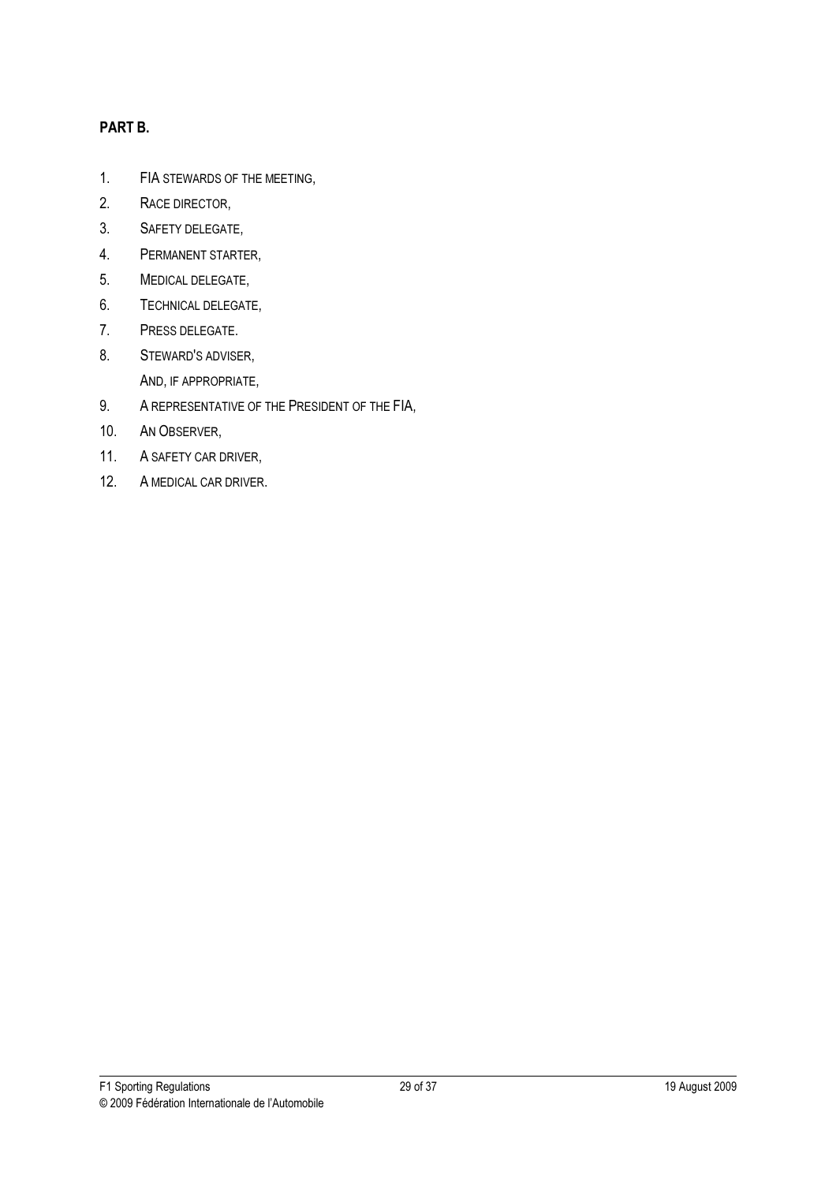**PART B.**

1. FIA STEWARDS OF THE MEETING,
2. RACE DIRECTOR,
3. SAFETY DELEGATE,
4. PERMANENT STARTER,
5. MEDICAL DELEGATE,
6. TECHNICAL DELEGATE,
7. PRESS DELEGATE.
8. STEWARD'S ADVISER,

   AND, IF APPROPRIATE,
9. A REPRESENTATIVE OF THE PRESIDENT OF THE FIA,
10. AN OBSERVER,
11. A SAFETY CAR DRIVER,
12. A MEDICAL CAR DRIVER.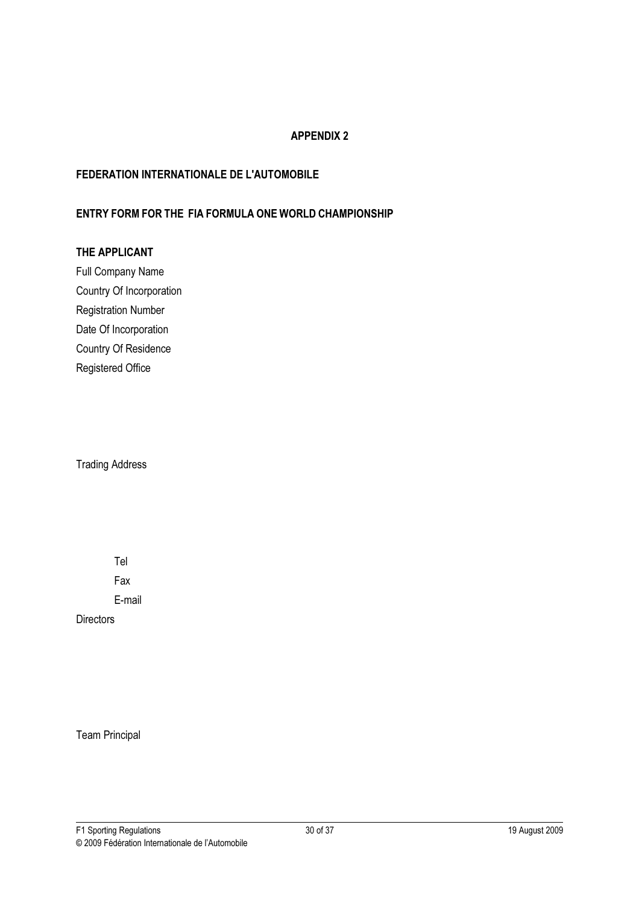## APPENDIX 2

**FEDERATION INTERNATIONALE DE L'AUTOMOBILE**

**ENTRY FORM FOR THE FIA FORMULA ONE WORLD CHAMPIONSHIP**

**THE APPLICANT**

Full Company Name

Country Of Incorporation

Registration Number

Date Of Incorporation

Country Of Residence

Registered Office

Trading Address

Tel

Fax

E-mail

Directors

Team Principal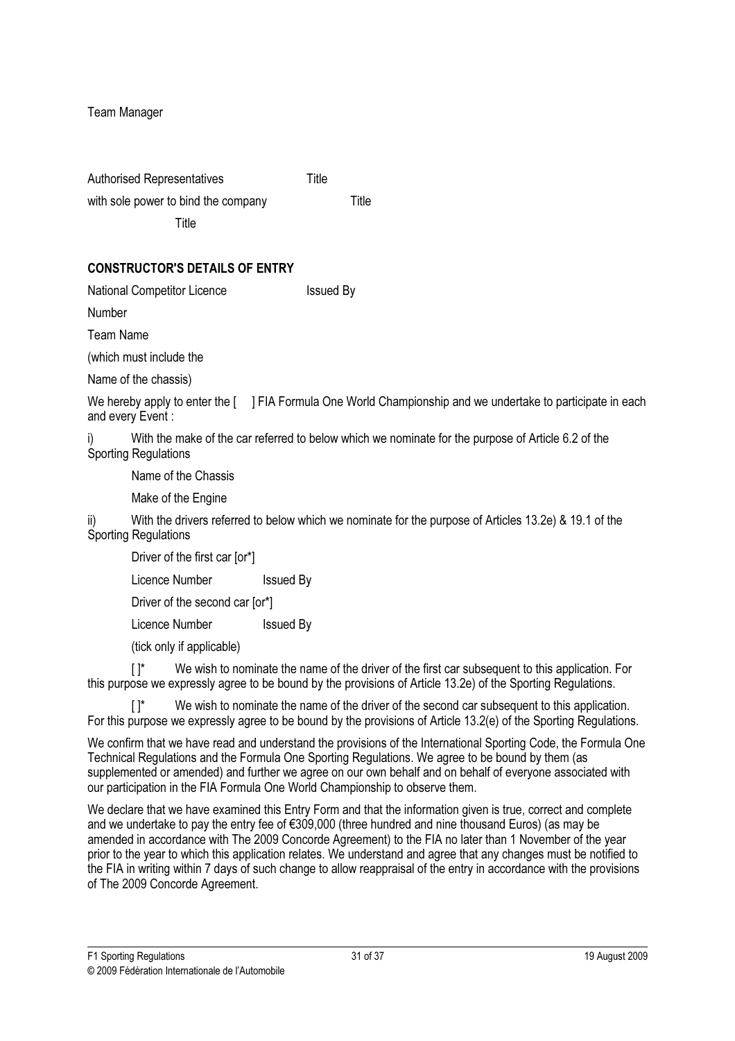Team Manager

Authorised Representatives Title

with sole power to bind the company Title

Title

**CONSTRUCTOR'S DETAILS OF ENTRY**

National Competitor Licence Issued By

Number

Team Name

(which must include the

Name of the chassis)

We hereby apply to enter the [ ] FIA Formula One World Championship and we undertake to participate in each and every Event :

i) With the make of the car referred to below which we nominate for the purpose of Article 6.2 of the Sporting Regulations

Name of the Chassis

Make of the Engine

ii) With the drivers referred to below which we nominate for the purpose of Articles 13.2e) & 19.1 of the Sporting Regulations

Driver of the first car [or*]

Licence Number Issued By

Driver of the second car [or*]

Licence Number Issued By

(tick only if applicable)

[ ]* We wish to nominate the name of the driver of the first car subsequent to this application. For this purpose we expressly agree to be bound by the provisions of Article 13.2e) of the Sporting Regulations.

[ ]* We wish to nominate the name of the driver of the second car subsequent to this application. For this purpose we expressly agree to be bound by the provisions of Article 13.2(e) of the Sporting Regulations.

We confirm that we have read and understand the provisions of the International Sporting Code, the Formula One Technical Regulations and the Formula One Sporting Regulations. We agree to be bound by them (as supplemented or amended) and further we agree on our own behalf and on behalf of everyone associated with our participation in the FIA Formula One World Championship to observe them.

We declare that we have examined this Entry Form and that the information given is true, correct and complete and we undertake to pay the entry fee of €309,000 (three hundred and nine thousand Euros) (as may be amended in accordance with The 2009 Concorde Agreement) to the FIA no later than 1 November of the year prior to the year to which this application relates. We understand and agree that any changes must be notified to the FIA in writing within 7 days of such change to allow reappraisal of the entry in accordance with the provisions of The 2009 Concorde Agreement.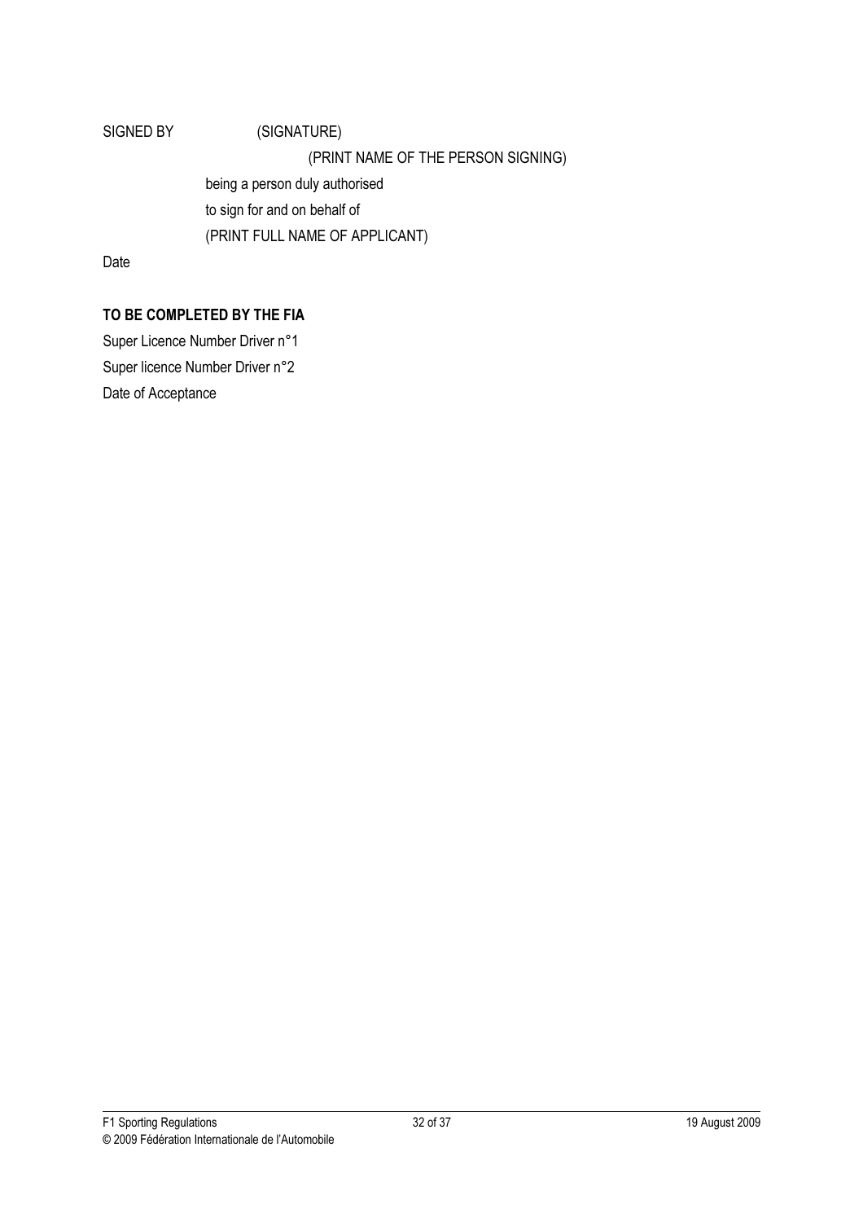SIGNED BY (SIGNATURE)

(PRINT NAME OF THE PERSON SIGNING)

being a person duly authorised

to sign for and on behalf of

(PRINT FULL NAME OF APPLICANT)

Date

**TO BE COMPLETED BY THE FIA**

Super Licence Number Driver n°1

Super licence Number Driver n°2

Date of Acceptance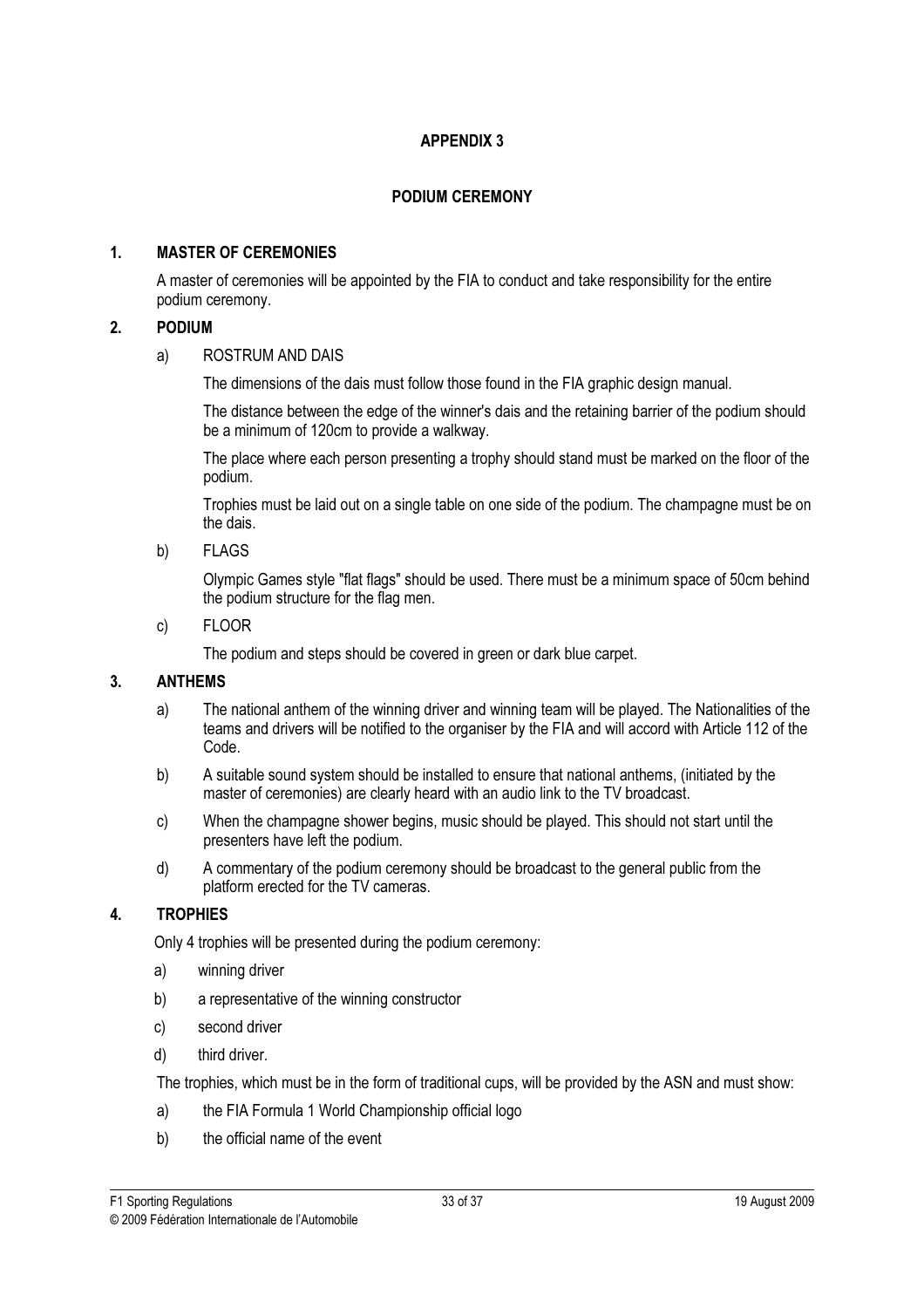# APPENDIX 3

## PODIUM CEREMONY

### 1. MASTER OF CEREMONIES

A master of ceremonies will be appointed by the FIA to conduct and take responsibility for the entire podium ceremony.

### 2. PODIUM

a) ROSTRUM AND DAIS

The dimensions of the dais must follow those found in the FIA graphic design manual.

The distance between the edge of the winner's dais and the retaining barrier of the podium should be a minimum of 120cm to provide a walkway.

The place where each person presenting a trophy should stand must be marked on the floor of the podium.

Trophies must be laid out on a single table on one side of the podium. The champagne must be on the dais.

b) FLAGS

Olympic Games style "flat flags" should be used. There must be a minimum space of 50cm behind the podium structure for the flag men.

c) FLOOR

The podium and steps should be covered in green or dark blue carpet.

### 3. ANTHEMS

a) The national anthem of the winning driver and winning team will be played. The Nationalities of the teams and drivers will be notified to the organiser by the FIA and will accord with Article 112 of the Code.

b) A suitable sound system should be installed to ensure that national anthems, (initiated by the master of ceremonies) are clearly heard with an audio link to the TV broadcast.

c) When the champagne shower begins, music should be played. This should not start until the presenters have left the podium.

d) A commentary of the podium ceremony should be broadcast to the general public from the platform erected for the TV cameras.

### 4. TROPHIES

Only 4 trophies will be presented during the podium ceremony:

a) winning driver

b) a representative of the winning constructor

c) second driver

d) third driver.

The trophies, which must be in the form of traditional cups, will be provided by the ASN and must show:

a) the FIA Formula 1 World Championship official logo

b) the official name of the event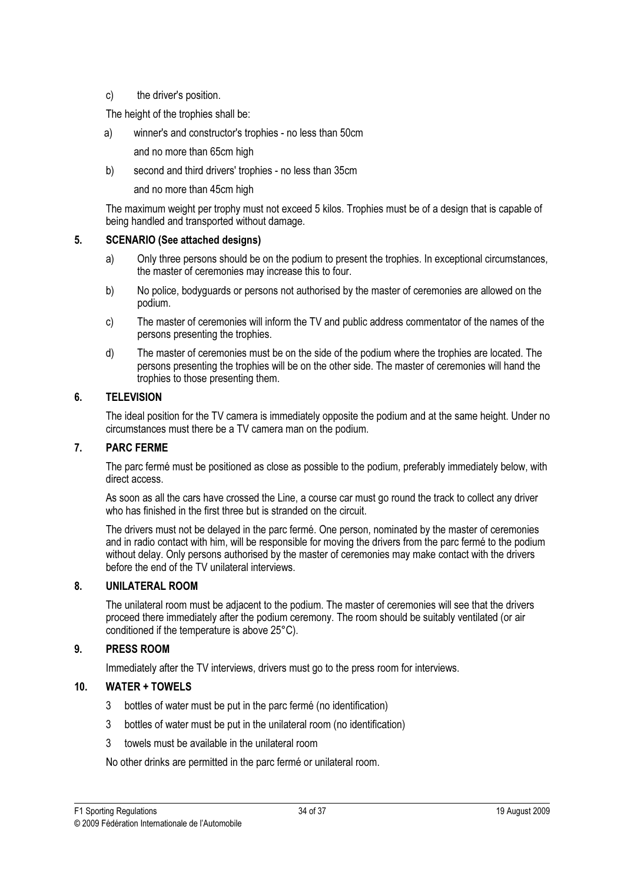c) the driver's position.

The height of the trophies shall be:

a) winner's and constructor's trophies - no less than 50cm
and no more than 65cm high

b) second and third drivers' trophies - no less than 35cm
and no more than 45cm high

The maximum weight per trophy must not exceed 5 kilos. Trophies must be of a design that is capable of being handled and transported without damage.

## 5. SCENARIO (See attached designs)

a) Only three persons should be on the podium to present the trophies. In exceptional circumstances, the master of ceremonies may increase this to four.

b) No police, bodyguards or persons not authorised by the master of ceremonies are allowed on the podium.

c) The master of ceremonies will inform the TV and public address commentator of the names of the persons presenting the trophies.

d) The master of ceremonies must be on the side of the podium where the trophies are located. The persons presenting the trophies will be on the other side. The master of ceremonies will hand the trophies to those presenting them.

## 6. TELEVISION

The ideal position for the TV camera is immediately opposite the podium and at the same height. Under no circumstances must there be a TV camera man on the podium.

## 7. PARC FERME

The parc fermé must be positioned as close as possible to the podium, preferably immediately below, with direct access.

As soon as all the cars have crossed the Line, a course car must go round the track to collect any driver who has finished in the first three but is stranded on the circuit.

The drivers must not be delayed in the parc fermé. One person, nominated by the master of ceremonies and in radio contact with him, will be responsible for moving the drivers from the parc fermé to the podium without delay. Only persons authorised by the master of ceremonies may make contact with the drivers before the end of the TV unilateral interviews.

## 8. UNILATERAL ROOM

The unilateral room must be adjacent to the podium. The master of ceremonies will see that the drivers proceed there immediately after the podium ceremony. The room should be suitably ventilated (or air conditioned if the temperature is above 25°C).

## 9. PRESS ROOM

Immediately after the TV interviews, drivers must go to the press room for interviews.

## 10. WATER + TOWELS

3 bottles of water must be put in the parc fermé (no identification)

3 bottles of water must be put in the unilateral room (no identification)

3 towels must be available in the unilateral room

No other drinks are permitted in the parc fermé or unilateral room.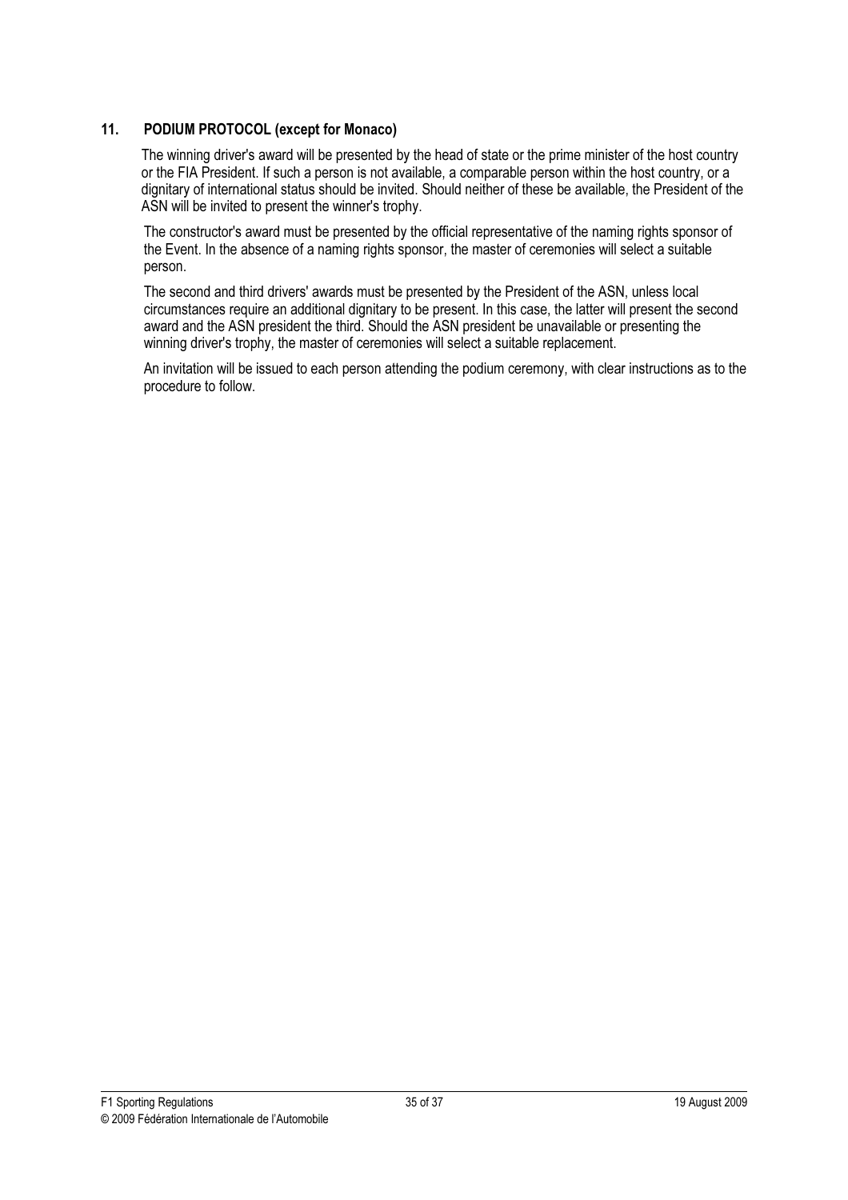## 11. PODIUM PROTOCOL (except for Monaco)

The winning driver's award will be presented by the head of state or the prime minister of the host country or the FIA President. If such a person is not available, a comparable person within the host country, or a dignitary of international status should be invited. Should neither of these be available, the President of the ASN will be invited to present the winner's trophy.

The constructor's award must be presented by the official representative of the naming rights sponsor of the Event. In the absence of a naming rights sponsor, the master of ceremonies will select a suitable person.

The second and third drivers' awards must be presented by the President of the ASN, unless local circumstances require an additional dignitary to be present. In this case, the latter will present the second award and the ASN president the third. Should the ASN president be unavailable or presenting the winning driver's trophy, the master of ceremonies will select a suitable replacement.

An invitation will be issued to each person attending the podium ceremony, with clear instructions as to the procedure to follow.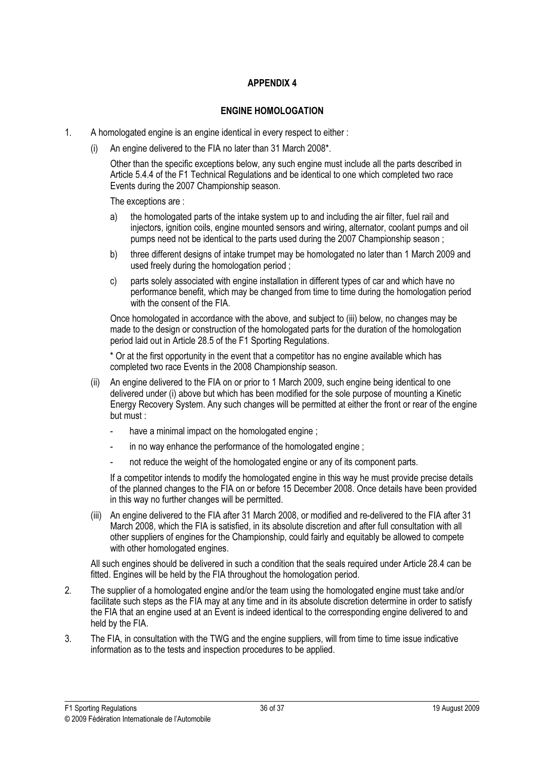# APPENDIX 4

## ENGINE HOMOLOGATION

1. A homologated engine is an engine identical in every respect to either :

   (i) An engine delivered to the FIA no later than 31 March 2008*.

   Other than the specific exceptions below, any such engine must include all the parts described in Article 5.4.4 of the F1 Technical Regulations and be identical to one which completed two race Events during the 2007 Championship season.

   The exceptions are :

   a) the homologated parts of the intake system up to and including the air filter, fuel rail and injectors, ignition coils, engine mounted sensors and wiring, alternator, coolant pumps and oil pumps need not be identical to the parts used during the 2007 Championship season ;

   b) three different designs of intake trumpet may be homologated no later than 1 March 2009 and used freely during the homologation period ;

   c) parts solely associated with engine installation in different types of car and which have no performance benefit, which may be changed from time to time during the homologation period with the consent of the FIA.

   Once homologated in accordance with the above, and subject to (iii) below, no changes may be made to the design or construction of the homologated parts for the duration of the homologation period laid out in Article 28.5 of the F1 Sporting Regulations.

   * Or at the first opportunity in the event that a competitor has no engine available which has completed two race Events in the 2008 Championship season.

   (ii) An engine delivered to the FIA on or prior to 1 March 2009, such engine being identical to one delivered under (i) above but which has been modified for the sole purpose of mounting a Kinetic Energy Recovery System. Any such changes will be permitted at either the front or rear of the engine but must :

   - have a minimal impact on the homologated engine ;
   - in no way enhance the performance of the homologated engine ;
   - not reduce the weight of the homologated engine or any of its component parts.

   If a competitor intends to modify the homologated engine in this way he must provide precise details of the planned changes to the FIA on or before 15 December 2008. Once details have been provided in this way no further changes will be permitted.

   (iii) An engine delivered to the FIA after 31 March 2008, or modified and re-delivered to the FIA after 31 March 2008, which the FIA is satisfied, in its absolute discretion and after full consultation with all other suppliers of engines for the Championship, could fairly and equitably be allowed to compete with other homologated engines.

   All such engines should be delivered in such a condition that the seals required under Article 28.4 can be fitted. Engines will be held by the FIA throughout the homologation period.

2. The supplier of a homologated engine and/or the team using the homologated engine must take and/or facilitate such steps as the FIA may at any time and in its absolute discretion determine in order to satisfy the FIA that an engine used at an Event is indeed identical to the corresponding engine delivered to and held by the FIA.

3. The FIA, in consultation with the TWG and the engine suppliers, will from time to time issue indicative information as to the tests and inspection procedures to be applied.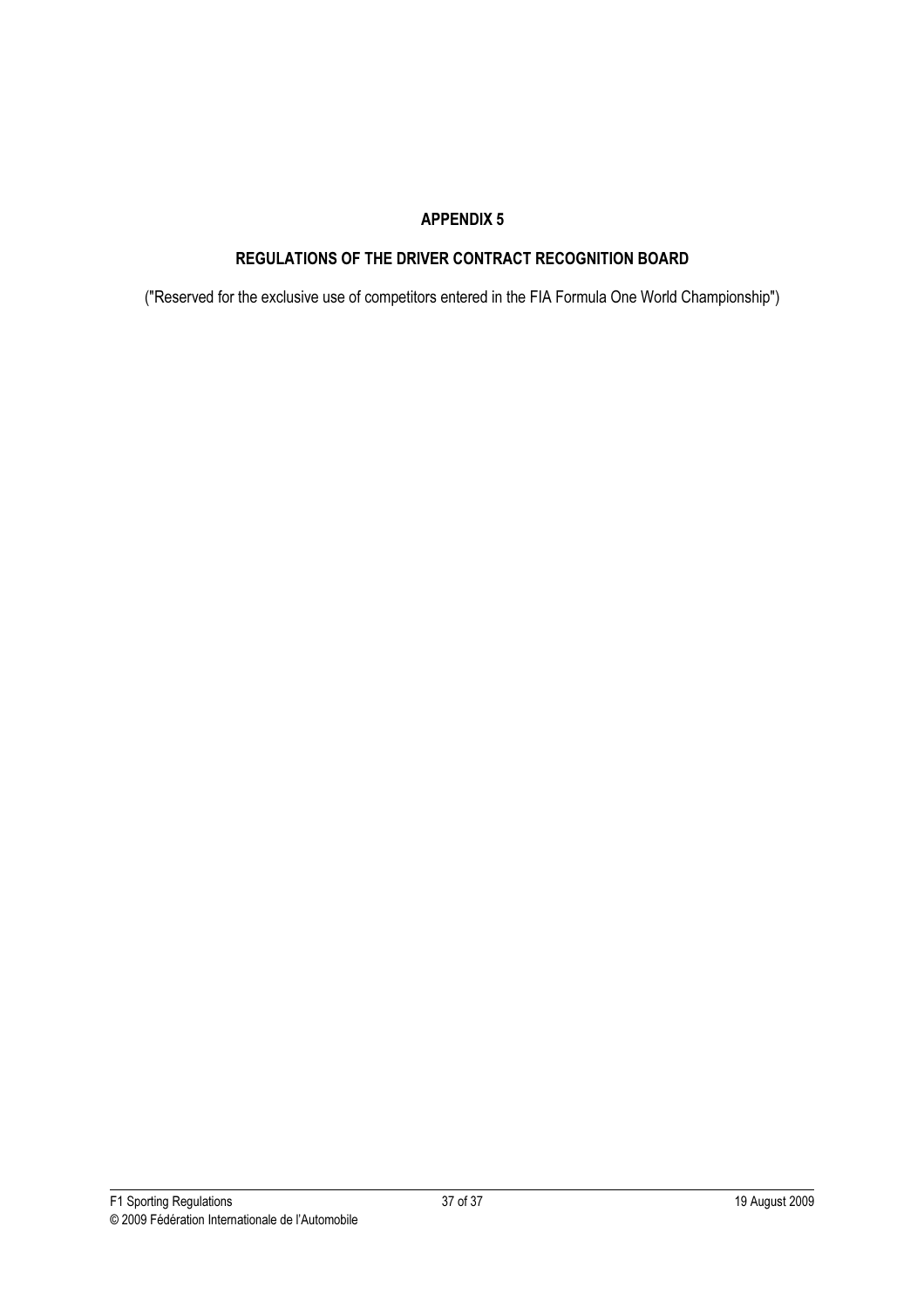## APPENDIX 5

## REGULATIONS OF THE DRIVER CONTRACT RECOGNITION BOARD

("Reserved for the exclusive use of competitors entered in the FIA Formula One World Championship")